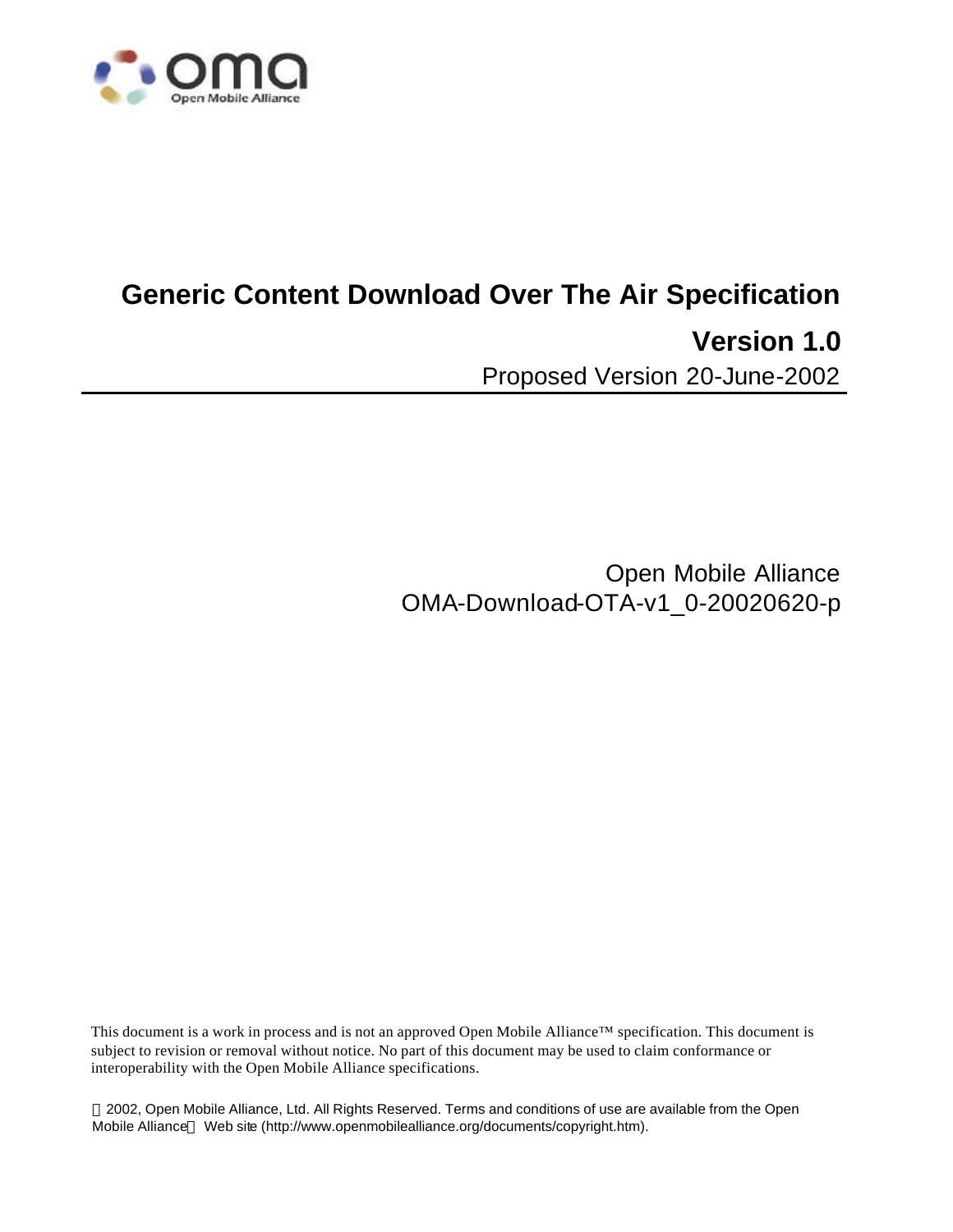# Generic Content Download Over The Air Specification

## Version 1.0

Proposed Version 20-June-2002

Open Mobile Alliance
OMA-Download-OTA-v1_0-20020620-p

This document is a work in process and is not an approved Open Mobile Alliance™ specification. This document is subject to revision or removal without notice. No part of this document may be used to claim conformance or interoperability with the Open Mobile Alliance specifications.

© 2002, Open Mobile Alliance, Ltd. All Rights Reserved. Terms and conditions of use are available from the Open Mobile Alliance™ Web site (http://www.openmobilealliance.org/documents/copyright.htm).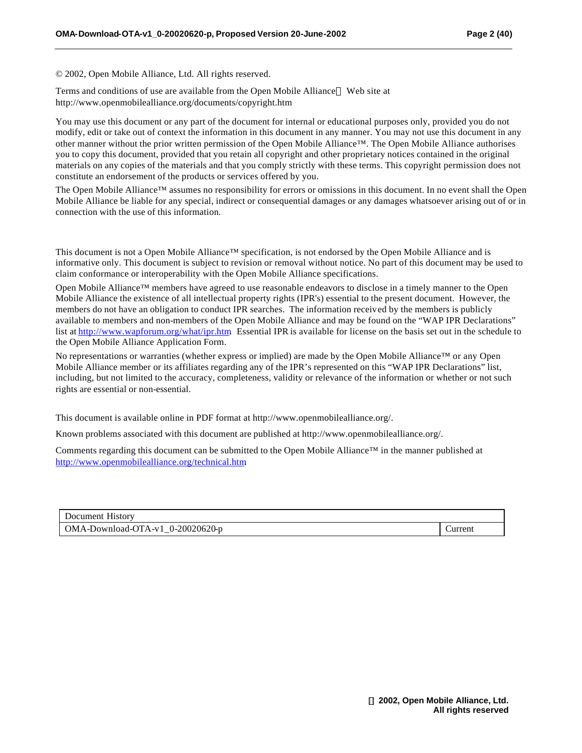© 2002, Open Mobile Alliance, Ltd. All rights reserved.

Terms and conditions of use are available from the Open Mobile Alliance™ Web site at http://www.openmobilealliance.org/documents/copyright.htm

You may use this document or any part of the document for internal or educational purposes only, provided you do not modify, edit or take out of context the information in this document in any manner. You may not use this document in any other manner without the prior written permission of the Open Mobile Alliance™. The Open Mobile Alliance authorises you to copy this document, provided that you retain all copyright and other proprietary notices contained in the original materials on any copies of the materials and that you comply strictly with these terms. This copyright permission does not constitute an endorsement of the products or services offered by you.

The Open Mobile Alliance™ assumes no responsibility for errors or omissions in this document. In no event shall the Open Mobile Alliance be liable for any special, indirect or consequential damages or any damages whatsoever arising out of or in connection with the use of this information.

This document is not a Open Mobile Alliance™ specification, is not endorsed by the Open Mobile Alliance and is informative only. This document is subject to revision or removal without notice. No part of this document may be used to claim conformance or interoperability with the Open Mobile Alliance specifications.

Open Mobile Alliance™ members have agreed to use reasonable endeavors to disclose in a timely manner to the Open Mobile Alliance the existence of all intellectual property rights (IPR's) essential to the present document. However, the members do not have an obligation to conduct IPR searches. The information received by the members is publicly available to members and non-members of the Open Mobile Alliance and may be found on the "WAP IPR Declarations" list at http://www.wapforum.org/what/ipr.htm. Essential IPR is available for license on the basis set out in the schedule to the Open Mobile Alliance Application Form.

No representations or warranties (whether express or implied) are made by the Open Mobile Alliance™ or any Open Mobile Alliance member or its affiliates regarding any of the IPR's represented on this "WAP IPR Declarations" list, including, but not limited to the accuracy, completeness, validity or relevance of the information or whether or not such rights are essential or non-essential.

This document is available online in PDF format at http://www.openmobilealliance.org/.

Known problems associated with this document are published at http://www.openmobilealliance.org/.

Comments regarding this document can be submitted to the Open Mobile Alliance™ in the manner published at http://www.openmobilealliance.org/technical.htm.

| Document History | |
|---|---|
| OMA-Download-OTA-v1_0-20020620-p | Current |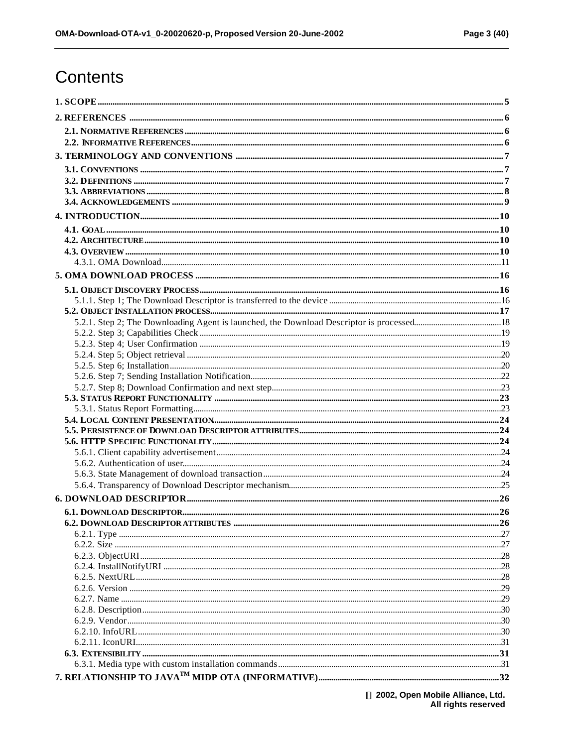# Contents

1. SCOPE ..... 5
2. REFERENCES ..... 6
   - 2.1. NORMATIVE REFERENCES ..... 6
   - 2.2. INFORMATIVE REFERENCES ..... 6
3. TERMINOLOGY AND CONVENTIONS ..... 7
   - 3.1. CONVENTIONS ..... 7
   - 3.2. DEFINITIONS ..... 7
   - 3.3. ABBREVIATIONS ..... 8
   - 3.4. ACKNOWLEDGEMENTS ..... 9
4. INTRODUCTION ..... 10
   - 4.1. GOAL ..... 10
   - 4.2. ARCHITECTURE ..... 10
   - 4.3. OVERVIEW ..... 10
     - 4.3.1. OMA Download ..... 11
5. OMA DOWNLOAD PROCESS ..... 16
   - 5.1. OBJECT DISCOVERY PROCESS ..... 16
     - 5.1.1. Step 1; The Download Descriptor is transferred to the device ..... 16
   - 5.2. OBJECT INSTALLATION PROCESS ..... 17
     - 5.2.1. Step 2; The Downloading Agent is launched, the Download Descriptor is processed ..... 18
     - 5.2.2. Step 3; Capabilities Check ..... 19
     - 5.2.3. Step 4; User Confirmation ..... 19
     - 5.2.4. Step 5; Object retrieval ..... 20
     - 5.2.5. Step 6; Installation ..... 20
     - 5.2.6. Step 7; Sending Installation Notification ..... 22
     - 5.2.7. Step 8; Download Confirmation and next step ..... 23
   - 5.3. STATUS REPORT FUNCTIONALITY ..... 23
     - 5.3.1. Status Report Formatting ..... 23
   - 5.4. LOCAL CONTENT PRESENTATION ..... 24
   - 5.5. PERSISTENCE OF DOWNLOAD DESCRIPTOR ATTRIBUTES ..... 24
   - 5.6. HTTP SPECIFIC FUNCTIONALITY ..... 24
     - 5.6.1. Client capability advertisement ..... 24
     - 5.6.2. Authentication of user ..... 24
     - 5.6.3. State Management of download transaction ..... 24
     - 5.6.4. Transparency of Download Descriptor mechanism ..... 25
6. DOWNLOAD DESCRIPTOR ..... 26
   - 6.1. DOWNLOAD DESCRIPTOR ..... 26
   - 6.2. DOWNLOAD DESCRIPTOR ATTRIBUTES ..... 26
     - 6.2.1. Type ..... 27
     - 6.2.2. Size ..... 27
     - 6.2.3. ObjectURI ..... 28
     - 6.2.4. InstallNotifyURI ..... 28
     - 6.2.5. NextURL ..... 28
     - 6.2.6. Version ..... 29
     - 6.2.7. Name ..... 29
     - 6.2.8. Description ..... 30
     - 6.2.9. Vendor ..... 30
     - 6.2.10. InfoURL ..... 30
     - 6.2.11. IconURI ..... 31
   - 6.3. EXTENSIBILITY ..... 31
     - 6.3.1. Media type with custom installation commands ..... 31
7. RELATIONSHIP TO JAVA™ MIDP OTA (INFORMATIVE) ..... 32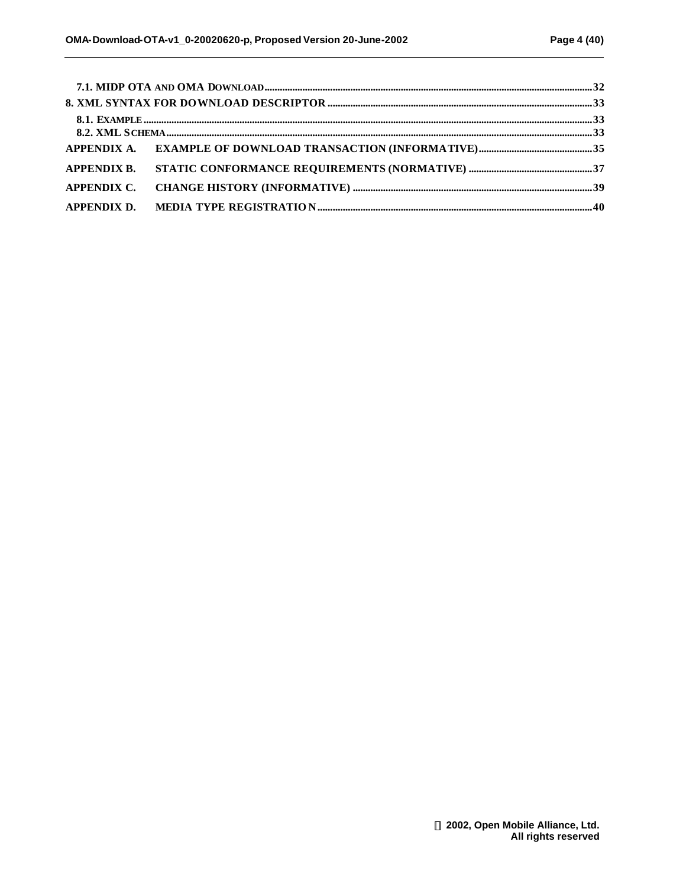7.1. MIDP OTA AND OMA DOWNLOAD ............................................................ 32

8. XML SYNTAX FOR DOWNLOAD DESCRIPTOR ............................................................ 33

8.1. EXAMPLE ............................................................ 33

8.2. XML SCHEMA ............................................................ 33

APPENDIX A. EXAMPLE OF DOWNLOAD TRANSACTION (INFORMATIVE) ............................................................ 35

APPENDIX B. STATIC CONFORMANCE REQUIREMENTS (NORMATIVE) ............................................................ 37

APPENDIX C. CHANGE HISTORY (INFORMATIVE) ............................................................ 39

APPENDIX D. MEDIA TYPE REGISTRATION ............................................................ 40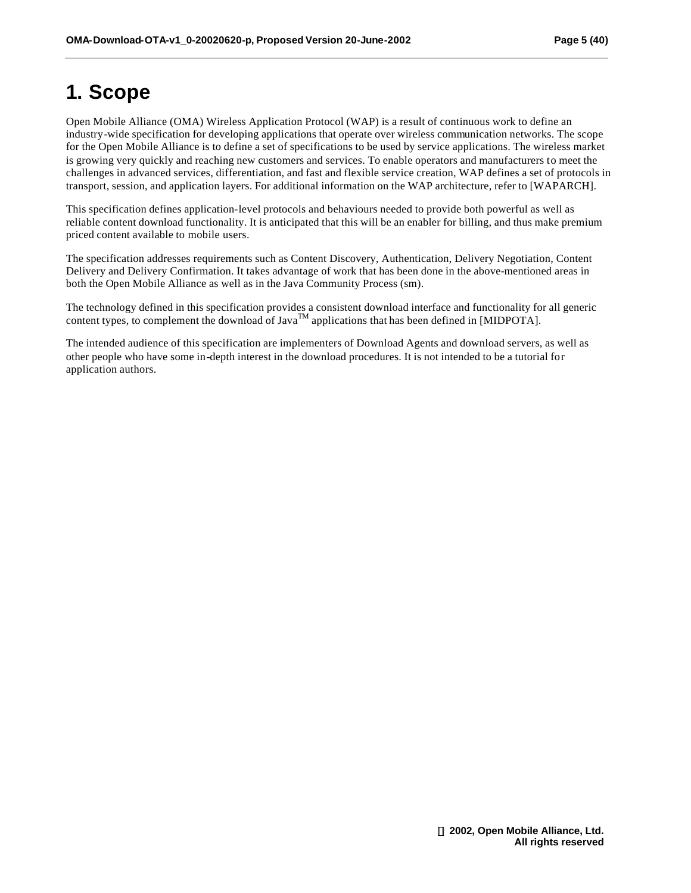# 1. Scope

Open Mobile Alliance (OMA) Wireless Application Protocol (WAP) is a result of continuous work to define an industry-wide specification for developing applications that operate over wireless communication networks. The scope for the Open Mobile Alliance is to define a set of specifications to be used by service applications. The wireless market is growing very quickly and reaching new customers and services. To enable operators and manufacturers to meet the challenges in advanced services, differentiation, and fast and flexible service creation, WAP defines a set of protocols in transport, session, and application layers. For additional information on the WAP architecture, refer to [WAPARCH].

This specification defines application-level protocols and behaviours needed to provide both powerful as well as reliable content download functionality. It is anticipated that this will be an enabler for billing, and thus make premium priced content available to mobile users.

The specification addresses requirements such as Content Discovery, Authentication, Delivery Negotiation, Content Delivery and Delivery Confirmation. It takes advantage of work that has been done in the above-mentioned areas in both the Open Mobile Alliance as well as in the Java Community Process (sm).

The technology defined in this specification provides a consistent download interface and functionality for all generic content types, to complement the download of Java™ applications that has been defined in [MIDPOTA].

The intended audience of this specification are implementers of Download Agents and download servers, as well as other people who have some in-depth interest in the download procedures. It is not intended to be a tutorial for application authors.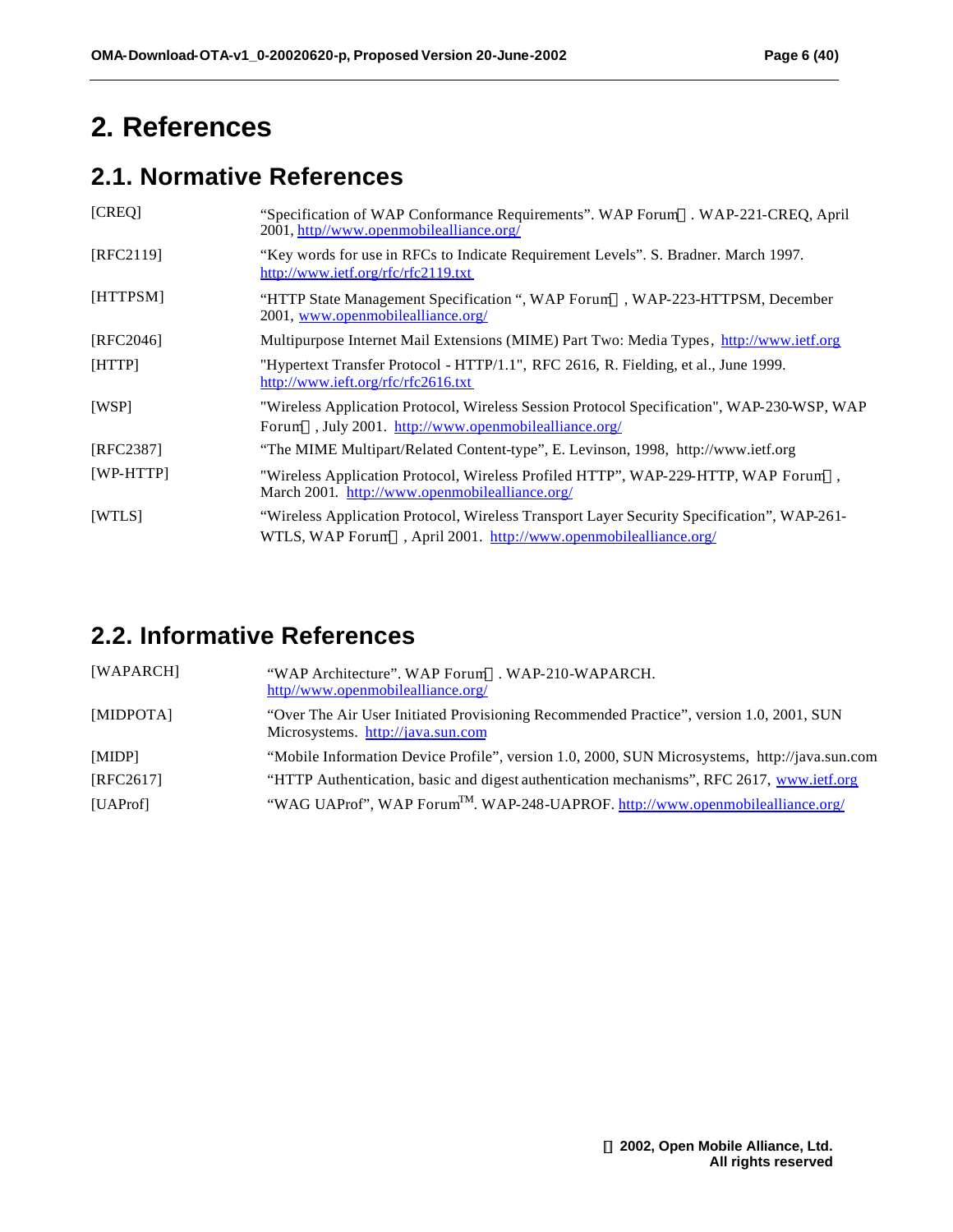# 2. References

## 2.1. Normative References

| | |
|---|---|
| [CREQ] | "Specification of WAP Conformance Requirements". WAP Forum™. WAP-221-CREQ, April 2001, http//www.openmobilealliance.org/ |
| [RFC2119] | "Key words for use in RFCs to Indicate Requirement Levels". S. Bradner. March 1997. http://www.ietf.org/rfc/rfc2119.txt |
| [HTTPSM] | "HTTP State Management Specification ", WAP Forum™, WAP-223-HTTPSM, December 2001, www.openmobilealliance.org/ |
| [RFC2046] | Multipurpose Internet Mail Extensions (MIME) Part Two: Media Types, http://www.ietf.org |
| [HTTP] | "Hypertext Transfer Protocol - HTTP/1.1", RFC 2616, R. Fielding, et al., June 1999. http://www.ieft.org/rfc/rfc2616.txt |
| [WSP] | "Wireless Application Protocol, Wireless Session Protocol Specification", WAP-230-WSP, WAP Forum™, July 2001. http://www.openmobilealliance.org/ |
| [RFC2387] | "The MIME Multipart/Related Content-type", E. Levinson, 1998, http://www.ietf.org |
| [WP-HTTP] | "Wireless Application Protocol, Wireless Profiled HTTP", WAP-229-HTTP, WAP Forum™, March 2001. http://www.openmobilealliance.org/ |
| [WTLS] | "Wireless Application Protocol, Wireless Transport Layer Security Specification", WAP-261-WTLS, WAP Forum™, April 2001. http://www.openmobilealliance.org/ |

## 2.2. Informative References

| | |
|---|---|
| [WAPARCH] | "WAP Architecture". WAP Forum™. WAP-210-WAPARCH. http//www.openmobilealliance.org/ |
| [MIDPOTA] | "Over The Air User Initiated Provisioning Recommended Practice", version 1.0, 2001, SUN Microsystems. http://java.sun.com |
| [MIDP] | "Mobile Information Device Profile", version 1.0, 2000, SUN Microsystems, http://java.sun.com |
| [RFC2617] | "HTTP Authentication, basic and digest authentication mechanisms", RFC 2617, www.ietf.org |
| [UAProf] | "WAG UAProf", WAP Forum™. WAP-248-UAPROF. http://www.openmobilealliance.org/ |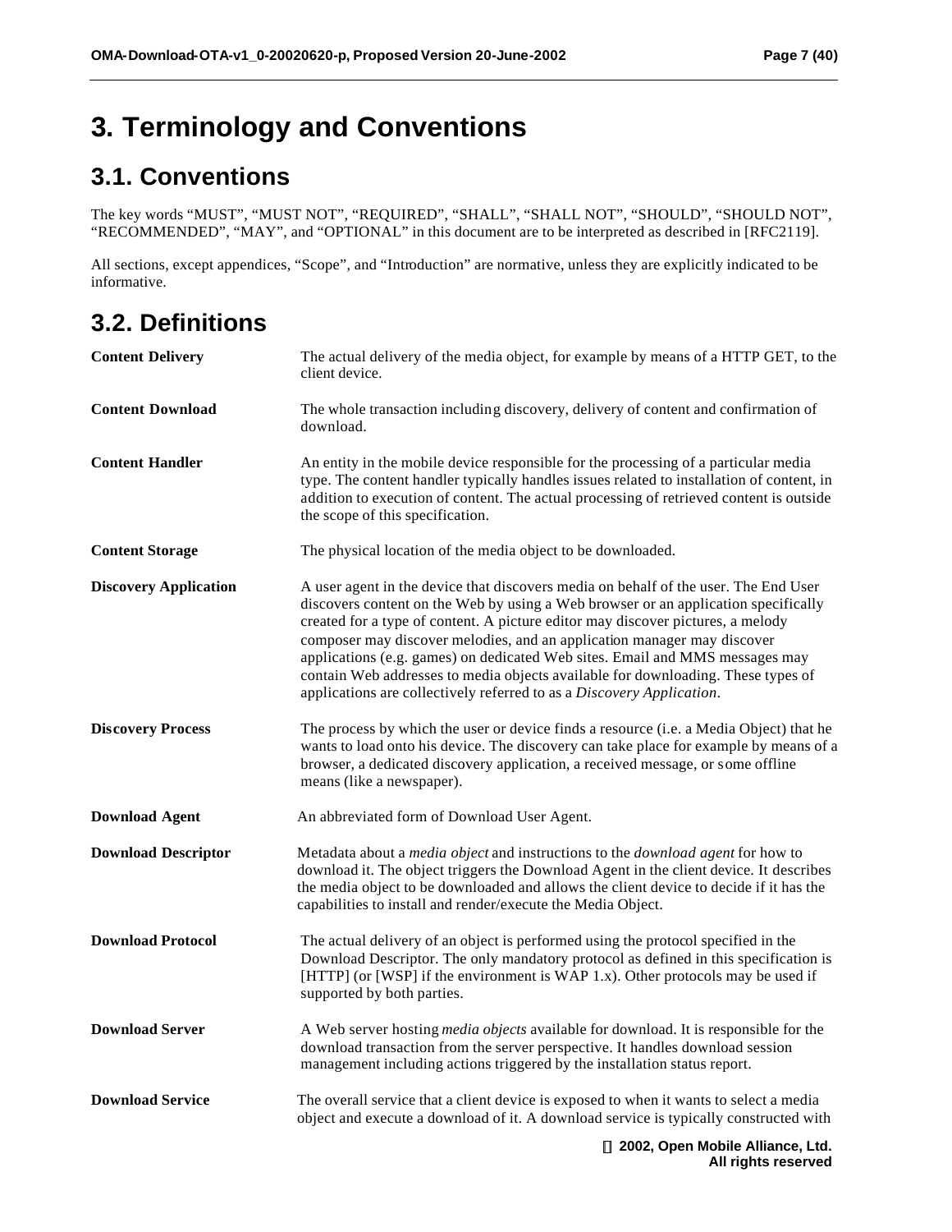# 3. Terminology and Conventions

## 3.1. Conventions

The key words "MUST", "MUST NOT", "REQUIRED", "SHALL", "SHALL NOT", "SHOULD", "SHOULD NOT", "RECOMMENDED", "MAY", and "OPTIONAL" in this document are to be interpreted as described in [RFC2119].

All sections, except appendices, "Scope", and "Introduction" are normative, unless they are explicitly indicated to be informative.

## 3.2. Definitions

**Content Delivery** The actual delivery of the media object, for example by means of a HTTP GET, to the client device.

**Content Download** The whole transaction including discovery, delivery of content and confirmation of download.

**Content Handler** An entity in the mobile device responsible for the processing of a particular media type. The content handler typically handles issues related to installation of content, in addition to execution of content. The actual processing of retrieved content is outside the scope of this specification.

**Content Storage** The physical location of the media object to be downloaded.

**Discovery Application** A user agent in the device that discovers media on behalf of the user. The End User discovers content on the Web by using a Web browser or an application specifically created for a type of content. A picture editor may discover pictures, a melody composer may discover melodies, and an application manager may discover applications (e.g. games) on dedicated Web sites. Email and MMS messages may contain Web addresses to media objects available for downloading. These types of applications are collectively referred to as a *Discovery Application*.

**Discovery Process** The process by which the user or device finds a resource (i.e. a Media Object) that he wants to load onto his device. The discovery can take place for example by means of a browser, a dedicated discovery application, a received message, or some offline means (like a newspaper).

**Download Agent** An abbreviated form of Download User Agent.

**Download Descriptor** Metadata about a *media object* and instructions to the *download agent* for how to download it. The object triggers the Download Agent in the client device. It describes the media object to be downloaded and allows the client device to decide if it has the capabilities to install and render/execute the Media Object.

**Download Protocol** The actual delivery of an object is performed using the protocol specified in the Download Descriptor. The only mandatory protocol as defined in this specification is [HTTP] (or [WSP] if the environment is WAP 1.x). Other protocols may be used if supported by both parties.

**Download Server** A Web server hosting *media objects* available for download. It is responsible for the download transaction from the server perspective. It handles download session management including actions triggered by the installation status report.

**Download Service** The overall service that a client device is exposed to when it wants to select a media object and execute a download of it. A download service is typically constructed with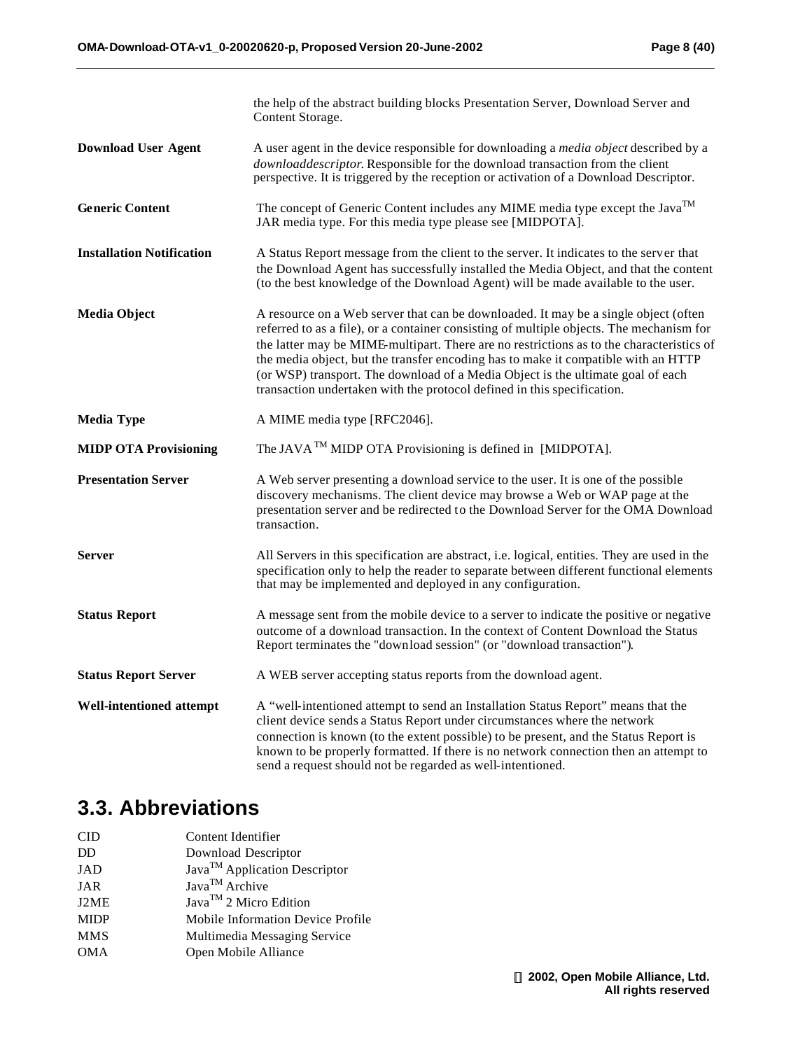|  | the help of the abstract building blocks Presentation Server, Download Server and Content Storage. |
|---|---|
| **Download User Agent** | A user agent in the device responsible for downloading a *media object* described by a *downloaddescriptor*. Responsible for the download transaction from the client perspective. It is triggered by the reception or activation of a Download Descriptor. |
| **Generic Content** | The concept of Generic Content includes any MIME media type except the Java™ JAR media type. For this media type please see [MIDPOTA]. |
| **Installation Notification** | A Status Report message from the client to the server. It indicates to the server that the Download Agent has successfully installed the Media Object, and that the content (to the best knowledge of the Download Agent) will be made available to the user. |
| **Media Object** | A resource on a Web server that can be downloaded. It may be a single object (often referred to as a file), or a container consisting of multiple objects. The mechanism for the latter may be MIME-multipart. There are no restrictions as to the characteristics of the media object, but the transfer encoding has to make it compatible with an HTTP (or WSP) transport. The download of a Media Object is the ultimate goal of each transaction undertaken with the protocol defined in this specification. |
| **Media Type** | A MIME media type [RFC2046]. |
| **MIDP OTA Provisioning** | The JAVA™ MIDP OTA Provisioning is defined in [MIDPOTA]. |
| **Presentation Server** | A Web server presenting a download service to the user. It is one of the possible discovery mechanisms. The client device may browse a Web or WAP page at the presentation server and be redirected to the Download Server for the OMA Download transaction. |
| **Server** | All Servers in this specification are abstract, i.e. logical, entities. They are used in the specification only to help the reader to separate between different functional elements that may be implemented and deployed in any configuration. |
| **Status Report** | A message sent from the mobile device to a server to indicate the positive or negative outcome of a download transaction. In the context of Content Download the Status Report terminates the "download session" (or "download transaction"). |
| **Status Report Server** | A WEB server accepting status reports from the download agent. |
| **Well-intentioned attempt** | A "well-intentioned attempt to send an Installation Status Report" means that the client device sends a Status Report under circumstances where the network connection is known (to the extent possible) to be present, and the Status Report is known to be properly formatted. If there is no network connection then an attempt to send a request should not be regarded as well-intentioned. |

## 3.3. Abbreviations

| | |
|---|---|
| CID | Content Identifier |
| DD | Download Descriptor |
| JAD | Java™ Application Descriptor |
| JAR | Java™ Archive |
| J2ME | Java™ 2 Micro Edition |
| MIDP | Mobile Information Device Profile |
| MMS | Multimedia Messaging Service |
| OMA | Open Mobile Alliance |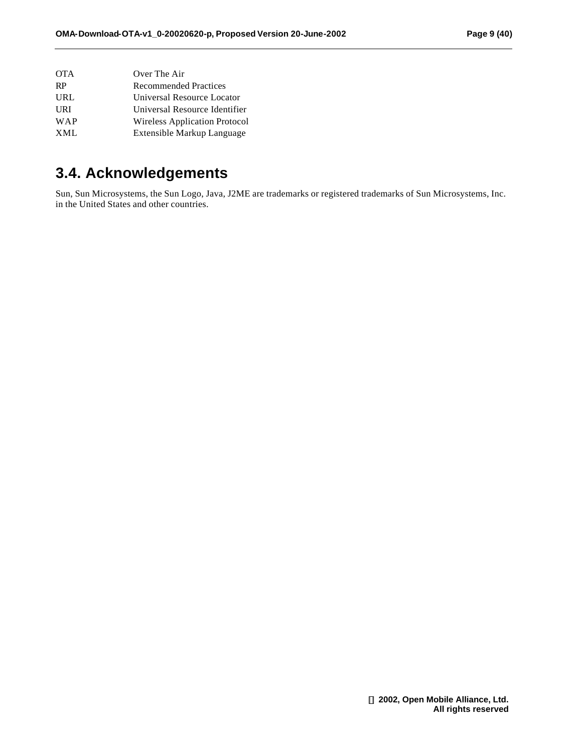| | |
|---|---|
| OTA | Over The Air |
| RP | Recommended Practices |
| URL | Universal Resource Locator |
| URI | Universal Resource Identifier |
| WAP | Wireless Application Protocol |
| XML | Extensible Markup Language |

## 3.4. Acknowledgements

Sun, Sun Microsystems, the Sun Logo, Java, J2ME are trademarks or registered trademarks of Sun Microsystems, Inc. in the United States and other countries.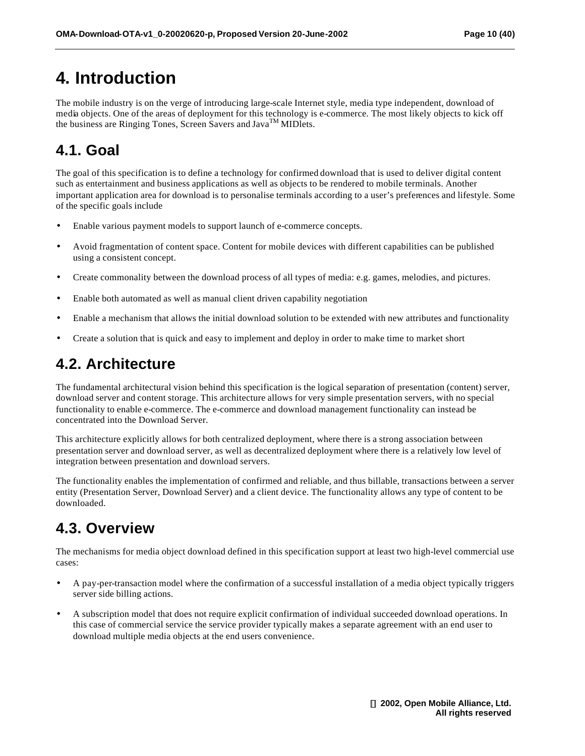# 4. Introduction

The mobile industry is on the verge of introducing large-scale Internet style, media type independent, download of media objects. One of the areas of deployment for this technology is e-commerce. The most likely objects to kick off the business are Ringing Tones, Screen Savers and Java™ MIDlets.

## 4.1. Goal

The goal of this specification is to define a technology for confirmed download that is used to deliver digital content such as entertainment and business applications as well as objects to be rendered to mobile terminals. Another important application area for download is to personalise terminals according to a user's preferences and lifestyle. Some of the specific goals include

- Enable various payment models to support launch of e-commerce concepts.
- Avoid fragmentation of content space. Content for mobile devices with different capabilities can be published using a consistent concept.
- Create commonality between the download process of all types of media: e.g. games, melodies, and pictures.
- Enable both automated as well as manual client driven capability negotiation
- Enable a mechanism that allows the initial download solution to be extended with new attributes and functionality
- Create a solution that is quick and easy to implement and deploy in order to make time to market short

## 4.2. Architecture

The fundamental architectural vision behind this specification is the logical separation of presentation (content) server, download server and content storage. This architecture allows for very simple presentation servers, with no special functionality to enable e-commerce. The e-commerce and download management functionality can instead be concentrated into the Download Server.

This architecture explicitly allows for both centralized deployment, where there is a strong association between presentation server and download server, as well as decentralized deployment where there is a relatively low level of integration between presentation and download servers.

The functionality enables the implementation of confirmed and reliable, and thus billable, transactions between a server entity (Presentation Server, Download Server) and a client device. The functionality allows any type of content to be downloaded.

## 4.3. Overview

The mechanisms for media object download defined in this specification support at least two high-level commercial use cases:

- A pay-per-transaction model where the confirmation of a successful installation of a media object typically triggers server side billing actions.
- A subscription model that does not require explicit confirmation of individual succeeded download operations. In this case of commercial service the service provider typically makes a separate agreement with an end user to download multiple media objects at the end users convenience.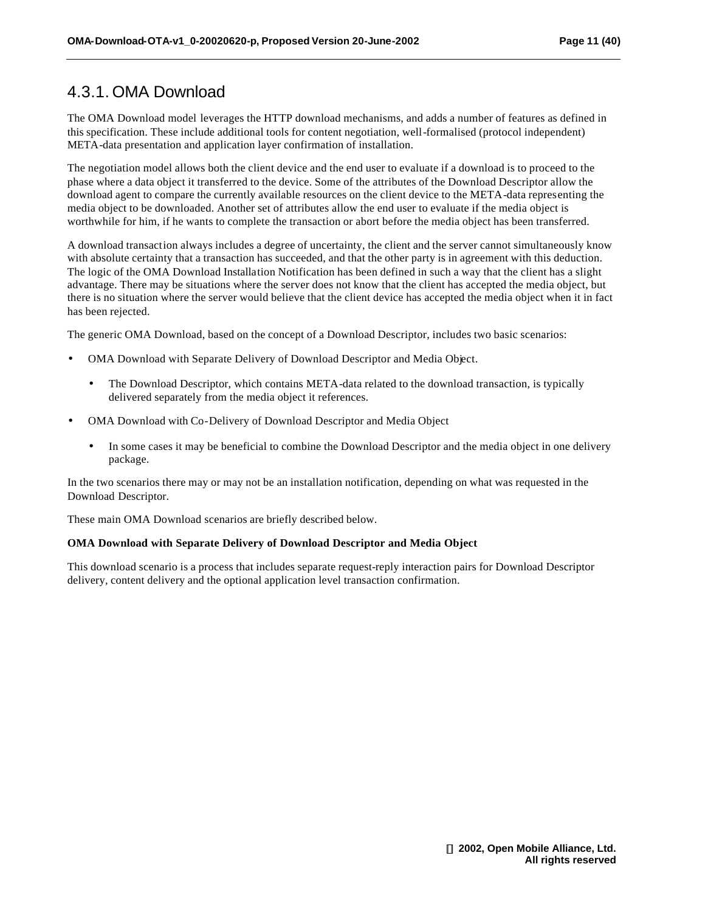### 4.3.1. OMA Download

The OMA Download model leverages the HTTP download mechanisms, and adds a number of features as defined in this specification. These include additional tools for content negotiation, well-formalised (protocol independent) META-data presentation and application layer confirmation of installation.

The negotiation model allows both the client device and the end user to evaluate if a download is to proceed to the phase where a data object it transferred to the device. Some of the attributes of the Download Descriptor allow the download agent to compare the currently available resources on the client device to the META-data representing the media object to be downloaded. Another set of attributes allow the end user to evaluate if the media object is worthwhile for him, if he wants to complete the transaction or abort before the media object has been transferred.

A download transaction always includes a degree of uncertainty, the client and the server cannot simultaneously know with absolute certainty that a transaction has succeeded, and that the other party is in agreement with this deduction. The logic of the OMA Download Installation Notification has been defined in such a way that the client has a slight advantage. There may be situations where the server does not know that the client has accepted the media object, but there is no situation where the server would believe that the client device has accepted the media object when it in fact has been rejected.

The generic OMA Download, based on the concept of a Download Descriptor, includes two basic scenarios:

- OMA Download with Separate Delivery of Download Descriptor and Media Object.
  - The Download Descriptor, which contains META-data related to the download transaction, is typically delivered separately from the media object it references.
- OMA Download with Co-Delivery of Download Descriptor and Media Object
  - In some cases it may be beneficial to combine the Download Descriptor and the media object in one delivery package.

In the two scenarios there may or may not be an installation notification, depending on what was requested in the Download Descriptor.

These main OMA Download scenarios are briefly described below.

**OMA Download with Separate Delivery of Download Descriptor and Media Object**

This download scenario is a process that includes separate request-reply interaction pairs for Download Descriptor delivery, content delivery and the optional application level transaction confirmation.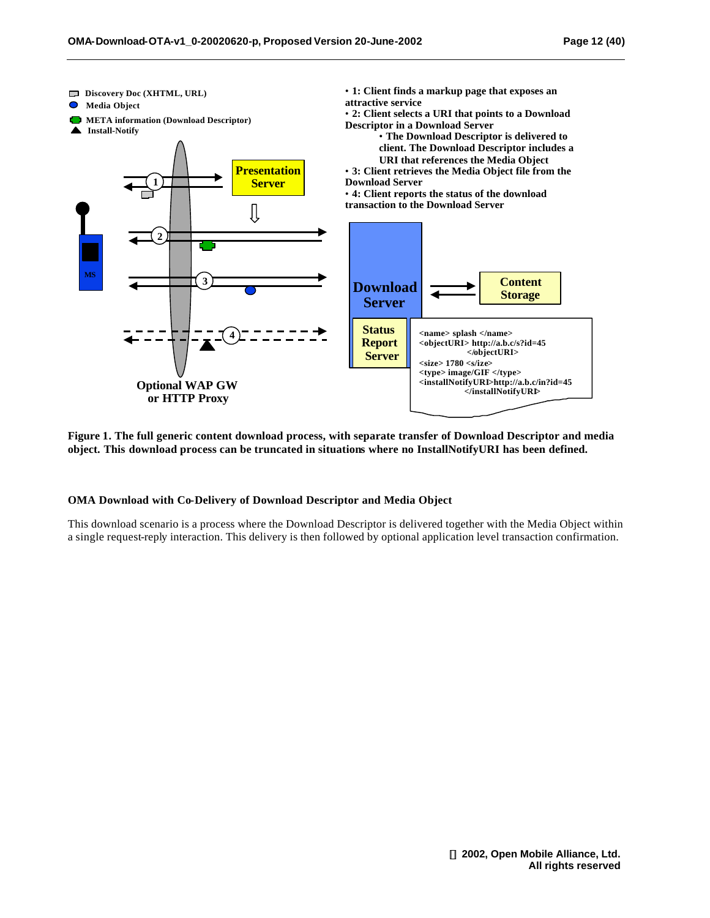- Discovery Doc (XHTML, URL)
- Media Object
- META information (Download Descriptor)
- Install-Notify

Presentation Server

MS

Download Server

Content Storage

Status Report Server

Optional WAP GW or HTTP Proxy

```
<name> splash </name>
<objectURI> http://a.b.c/s?id=45
        </objectURI>
<size> 1780 <s/ize>
<type> image/GIF </type>
<installNotifyURI>http://a.b.c/in?id=45
        </installNotifyURI>
```

- 1: Client finds a markup page that exposes an attractive service
- 2: Client selects a URI that points to a Download Descriptor in a Download Server
  - The Download Descriptor is delivered to client. The Download Descriptor includes a URI that references the Media Object
- 3: Client retrieves the Media Object file from the Download Server
- 4: Client reports the status of the download transaction to the Download Server

**Figure 1. The full generic content download process, with separate transfer of Download Descriptor and media object. This download process can be truncated in situations where no InstallNotifyURI has been defined.**

### OMA Download with Co-Delivery of Download Descriptor and Media Object

This download scenario is a process where the Download Descriptor is delivered together with the Media Object within a single request-reply interaction. This delivery is then followed by optional application level transaction confirmation.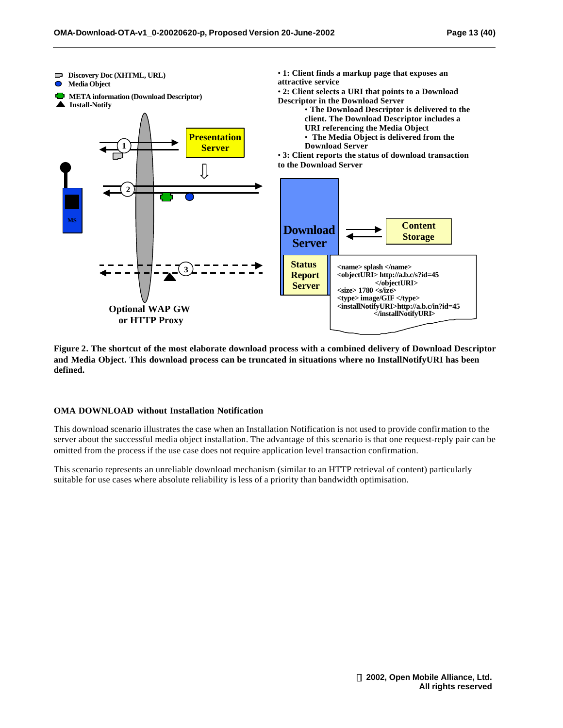- Discovery Doc (XHTML, URL)
- Media Object
- META information (Download Descriptor)
- Install-Notify

- 1: Client finds a markup page that exposes an attractive service
- 2: Client selects a URI that points to a Download Descriptor in the Download Server
  - The Download Descriptor is delivered to the client. The Download Descriptor includes a URI referencing the Media Object
  - The Media Object is delivered from the Download Server
- 3: Client reports the status of download transaction to the Download Server

Presentation Server

MS

Download Server

Status Report Server

Content Storage

Optional WAP GW or HTTP Proxy

```
<name> splash </name>
<objectURI> http://a.b.c/s?id=45
        </objectURI>
<size> 1780 </size>
<type> image/GIF </type>
<installNotifyURI>http://a.b.c/in?id=45
        </installNotifyURI>
```

**Figure 2. The shortcut of the most elaborate download process with a combined delivery of Download Descriptor and Media Object. This download process can be truncated in situations where no InstallNotifyURI has been defined.**

### OMA DOWNLOAD without Installation Notification

This download scenario illustrates the case when an Installation Notification is not used to provide confirmation to the server about the successful media object installation. The advantage of this scenario is that one request-reply pair can be omitted from the process if the use case does not require application level transaction confirmation.

This scenario represents an unreliable download mechanism (similar to an HTTP retrieval of content) particularly suitable for use cases where absolute reliability is less of a priority than bandwidth optimisation.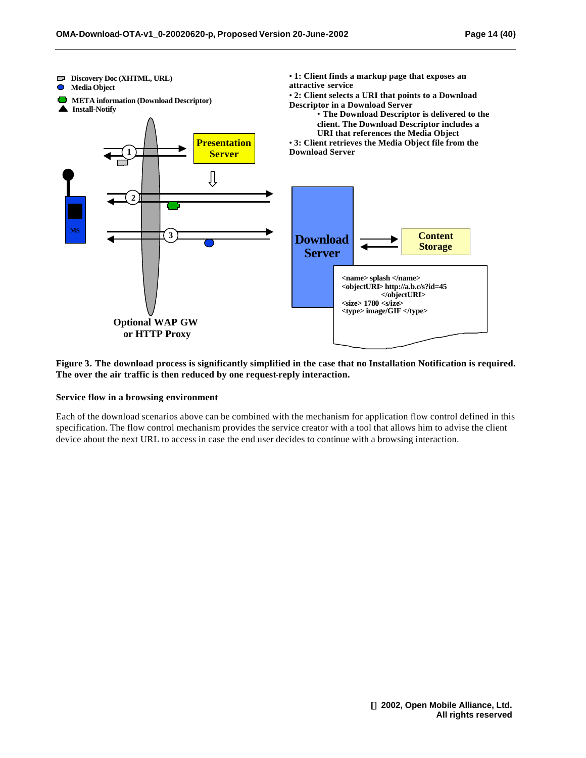- Discovery Doc (XHTML, URL)
- Media Object
- META information (Download Descriptor)
- Install-Notify

- 1: Client finds a markup page that exposes an attractive service
- 2: Client selects a URI that points to a Download Descriptor in a Download Server
  - The Download Descriptor is delivered to the client. The Download Descriptor includes a URI that references the Media Object
- 3: Client retrieves the Media Object file from the Download Server

Presentation Server

MS

Download Server

Content Storage

```
<name> splash </name>
<objectURI> http://a.b.c/s?id=45
        </objectURI>
<size> 1780 </size>
<type> image/GIF </type>
```

Optional WAP GW or HTTP Proxy

**Figure 3. The download process is significantly simplified in the case that no Installation Notification is required. The over the air traffic is then reduced by one request-reply interaction.**

**Service flow in a browsing environment**

Each of the download scenarios above can be combined with the mechanism for application flow control defined in this specification. The flow control mechanism provides the service creator with a tool that allows him to advise the client device about the next URL to access in case the end user decides to continue with a browsing interaction.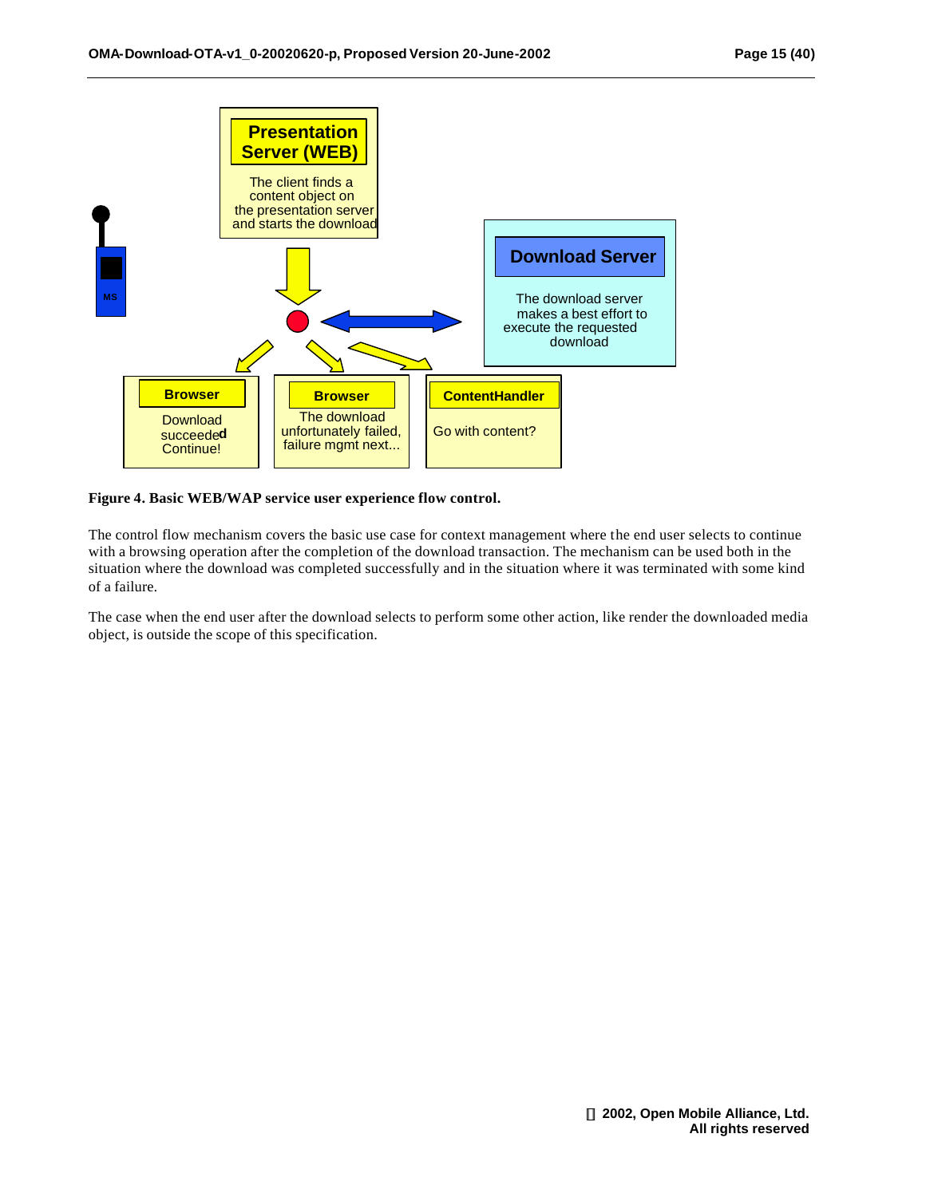**Figure 4. Basic WEB/WAP service user experience flow control.**

The control flow mechanism covers the basic use case for context management where the end user selects to continue with a browsing operation after the completion of the download transaction. The mechanism can be used both in the situation where the download was completed successfully and in the situation where it was terminated with some kind of a failure.

The case when the end user after the download selects to perform some other action, like render the downloaded media object, is outside the scope of this specification.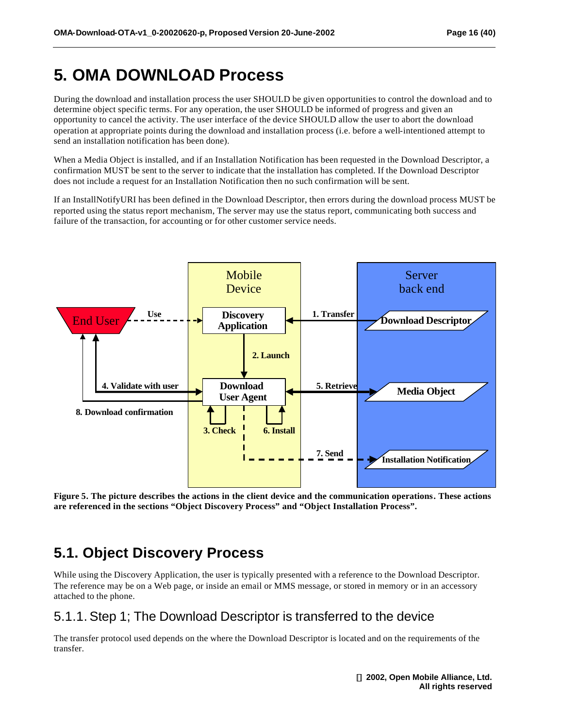# 5. OMA DOWNLOAD Process

During the download and installation process the user SHOULD be given opportunities to control the download and to determine object specific terms. For any operation, the user SHOULD be informed of progress and given an opportunity to cancel the activity. The user interface of the device SHOULD allow the user to abort the download operation at appropriate points during the download and installation process (i.e. before a well-intentioned attempt to send an installation notification has been done).

When a Media Object is installed, and if an Installation Notification has been requested in the Download Descriptor, a confirmation MUST be sent to the server to indicate that the installation has completed. If the Download Descriptor does not include a request for an Installation Notification then no such confirmation will be sent.

If an InstallNotifyURI has been defined in the Download Descriptor, then errors during the download process MUST be reported using the status report mechanism, The server may use the status report, communicating both success and failure of the transaction, for accounting or for other customer service needs.

**Figure 5. The picture describes the actions in the client device and the communication operations. These actions are referenced in the sections "Object Discovery Process" and "Object Installation Process".**

## 5.1. Object Discovery Process

While using the Discovery Application, the user is typically presented with a reference to the Download Descriptor. The reference may be on a Web page, or inside an email or MMS message, or stored in memory or in an accessory attached to the phone.

### 5.1.1. Step 1; The Download Descriptor is transferred to the device

The transfer protocol used depends on the where the Download Descriptor is located and on the requirements of the transfer.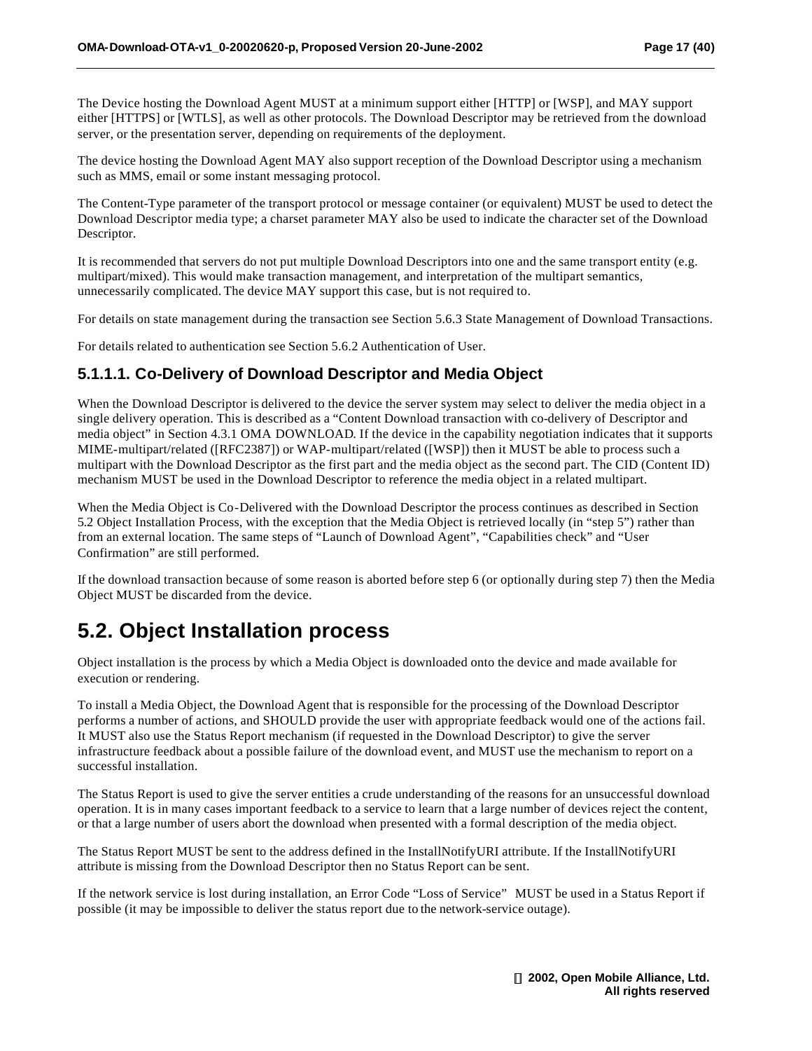The Device hosting the Download Agent MUST at a minimum support either [HTTP] or [WSP], and MAY support either [HTTPS] or [WTLS], as well as other protocols. The Download Descriptor may be retrieved from the download server, or the presentation server, depending on requirements of the deployment.

The device hosting the Download Agent MAY also support reception of the Download Descriptor using a mechanism such as MMS, email or some instant messaging protocol.

The Content-Type parameter of the transport protocol or message container (or equivalent) MUST be used to detect the Download Descriptor media type; a charset parameter MAY also be used to indicate the character set of the Download Descriptor.

It is recommended that servers do not put multiple Download Descriptors into one and the same transport entity (e.g. multipart/mixed). This would make transaction management, and interpretation of the multipart semantics, unnecessarily complicated. The device MAY support this case, but is not required to.

For details on state management during the transaction see Section 5.6.3 State Management of Download Transactions.

For details related to authentication see Section 5.6.2 Authentication of User.

### 5.1.1.1. Co-Delivery of Download Descriptor and Media Object

When the Download Descriptor is delivered to the device the server system may select to deliver the media object in a single delivery operation. This is described as a "Content Download transaction with co-delivery of Descriptor and media object" in Section 4.3.1 OMA DOWNLOAD. If the device in the capability negotiation indicates that it supports MIME-multipart/related ([RFC2387]) or WAP-multipart/related ([WSP]) then it MUST be able to process such a multipart with the Download Descriptor as the first part and the media object as the second part. The CID (Content ID) mechanism MUST be used in the Download Descriptor to reference the media object in a related multipart.

When the Media Object is Co-Delivered with the Download Descriptor the process continues as described in Section 5.2 Object Installation Process, with the exception that the Media Object is retrieved locally (in "step 5") rather than from an external location. The same steps of "Launch of Download Agent", "Capabilities check" and "User Confirmation" are still performed.

If the download transaction because of some reason is aborted before step 6 (or optionally during step 7) then the Media Object MUST be discarded from the device.

## 5.2. Object Installation process

Object installation is the process by which a Media Object is downloaded onto the device and made available for execution or rendering.

To install a Media Object, the Download Agent that is responsible for the processing of the Download Descriptor performs a number of actions, and SHOULD provide the user with appropriate feedback would one of the actions fail. It MUST also use the Status Report mechanism (if requested in the Download Descriptor) to give the server infrastructure feedback about a possible failure of the download event, and MUST use the mechanism to report on a successful installation.

The Status Report is used to give the server entities a crude understanding of the reasons for an unsuccessful download operation. It is in many cases important feedback to a service to learn that a large number of devices reject the content, or that a large number of users abort the download when presented with a formal description of the media object.

The Status Report MUST be sent to the address defined in the InstallNotifyURI attribute. If the InstallNotifyURI attribute is missing from the Download Descriptor then no Status Report can be sent.

If the network service is lost during installation, an Error Code "Loss of Service" MUST be used in a Status Report if possible (it may be impossible to deliver the status report due to the network-service outage).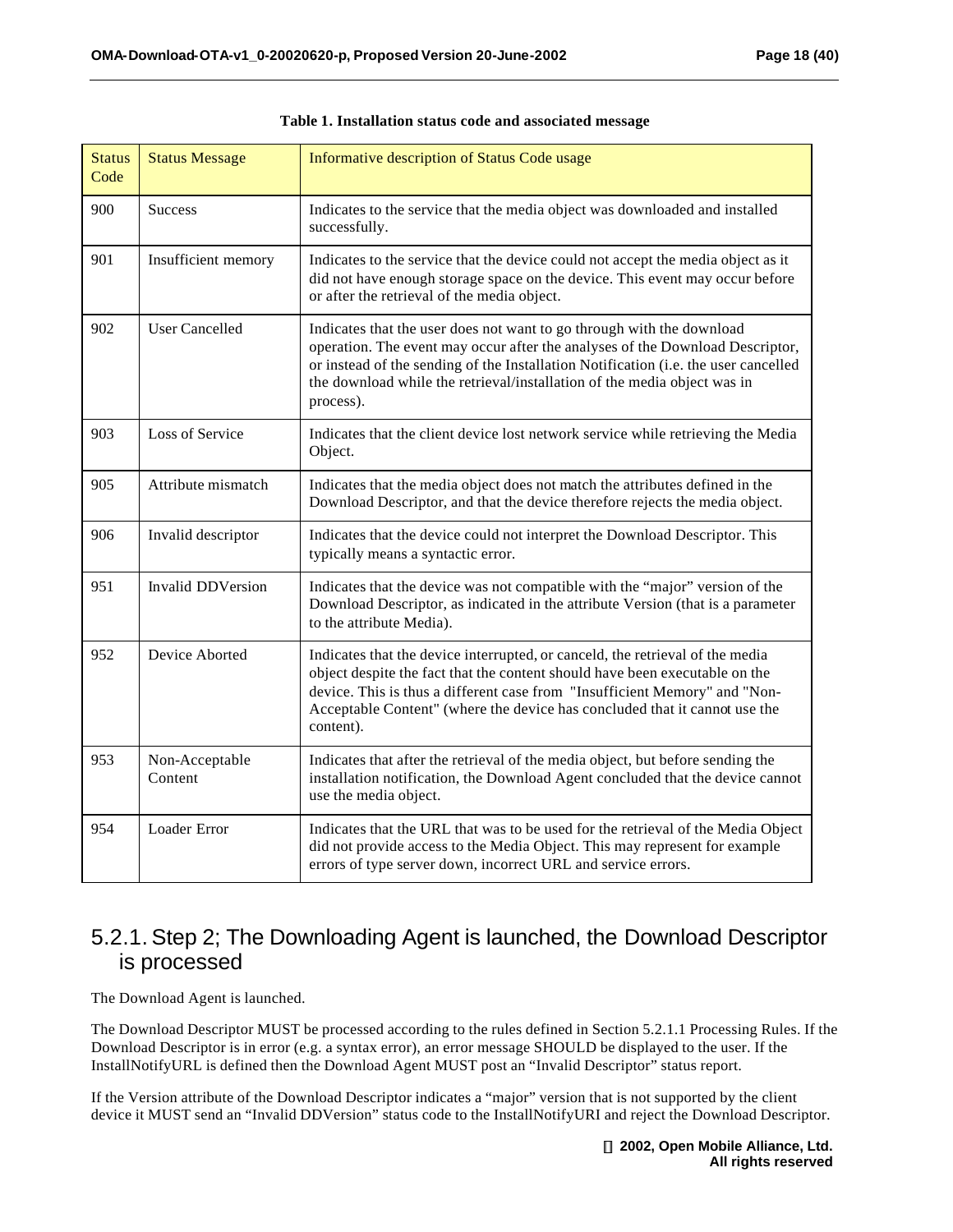**Table 1. Installation status code and associated message**

| Status Code | Status Message | Informative description of Status Code usage |
| --- | --- | --- |
| 900 | Success | Indicates to the service that the media object was downloaded and installed successfully. |
| 901 | Insufficient memory | Indicates to the service that the device could not accept the media object as it did not have enough storage space on the device. This event may occur before or after the retrieval of the media object. |
| 902 | User Cancelled | Indicates that the user does not want to go through with the download operation. The event may occur after the analyses of the Download Descriptor, or instead of the sending of the Installation Notification (i.e. the user cancelled the download while the retrieval/installation of the media object was in process). |
| 903 | Loss of Service | Indicates that the client device lost network service while retrieving the Media Object. |
| 905 | Attribute mismatch | Indicates that the media object does not match the attributes defined in the Download Descriptor, and that the device therefore rejects the media object. |
| 906 | Invalid descriptor | Indicates that the device could not interpret the Download Descriptor. This typically means a syntactic error. |
| 951 | Invalid DDVersion | Indicates that the device was not compatible with the "major" version of the Download Descriptor, as indicated in the attribute Version (that is a parameter to the attribute Media). |
| 952 | Device Aborted | Indicates that the device interrupted, or canceld, the retrieval of the media object despite the fact that the content should have been executable on the device. This is thus a different case from "Insufficient Memory" and "Non-Acceptable Content" (where the device has concluded that it cannot use the content). |
| 953 | Non-Acceptable Content | Indicates that after the retrieval of the media object, but before sending the installation notification, the Download Agent concluded that the device cannot use the media object. |
| 954 | Loader Error | Indicates that the URL that was to be used for the retrieval of the Media Object did not provide access to the Media Object. This may represent for example errors of type server down, incorrect URL and service errors. |

### 5.2.1. Step 2; The Downloading Agent is launched, the Download Descriptor is processed

The Download Agent is launched.

The Download Descriptor MUST be processed according to the rules defined in Section 5.2.1.1 Processing Rules. If the Download Descriptor is in error (e.g. a syntax error), an error message SHOULD be displayed to the user. If the InstallNotifyURL is defined then the Download Agent MUST post an "Invalid Descriptor" status report.

If the Version attribute of the Download Descriptor indicates a "major" version that is not supported by the client device it MUST send an "Invalid DDVersion" status code to the InstallNotifyURI and reject the Download Descriptor.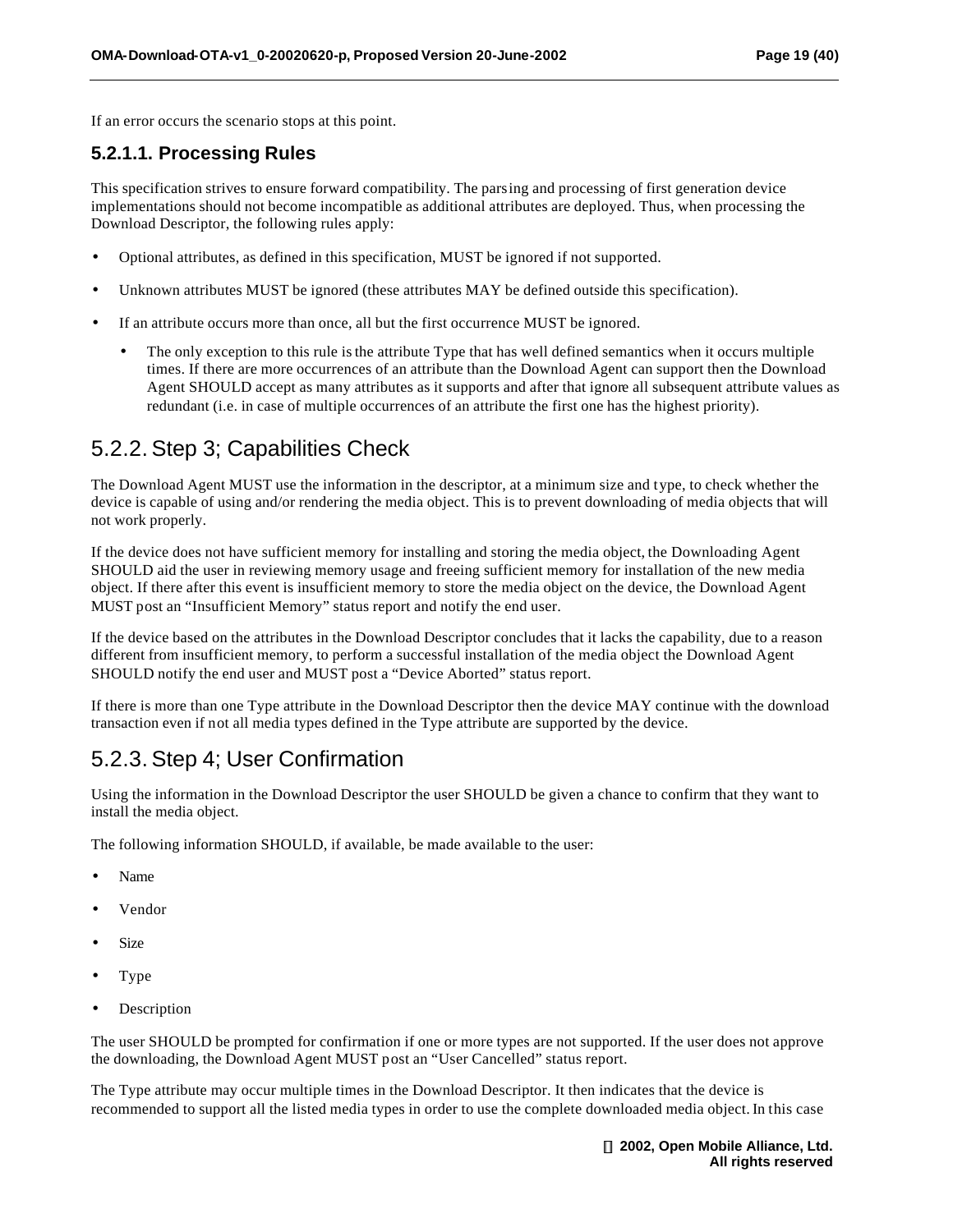If an error occurs the scenario stops at this point.

#### 5.2.1.1. Processing Rules

This specification strives to ensure forward compatibility. The parsing and processing of first generation device implementations should not become incompatible as additional attributes are deployed. Thus, when processing the Download Descriptor, the following rules apply:

- Optional attributes, as defined in this specification, MUST be ignored if not supported.
- Unknown attributes MUST be ignored (these attributes MAY be defined outside this specification).
- If an attribute occurs more than once, all but the first occurrence MUST be ignored.
  - The only exception to this rule is the attribute Type that has well defined semantics when it occurs multiple times. If there are more occurrences of an attribute than the Download Agent can support then the Download Agent SHOULD accept as many attributes as it supports and after that ignore all subsequent attribute values as redundant (i.e. in case of multiple occurrences of an attribute the first one has the highest priority).

### 5.2.2. Step 3; Capabilities Check

The Download Agent MUST use the information in the descriptor, at a minimum size and type, to check whether the device is capable of using and/or rendering the media object. This is to prevent downloading of media objects that will not work properly.

If the device does not have sufficient memory for installing and storing the media object, the Downloading Agent SHOULD aid the user in reviewing memory usage and freeing sufficient memory for installation of the new media object. If there after this event is insufficient memory to store the media object on the device, the Download Agent MUST post an "Insufficient Memory" status report and notify the end user.

If the device based on the attributes in the Download Descriptor concludes that it lacks the capability, due to a reason different from insufficient memory, to perform a successful installation of the media object the Download Agent SHOULD notify the end user and MUST post a "Device Aborted" status report.

If there is more than one Type attribute in the Download Descriptor then the device MAY continue with the download transaction even if not all media types defined in the Type attribute are supported by the device.

### 5.2.3. Step 4; User Confirmation

Using the information in the Download Descriptor the user SHOULD be given a chance to confirm that they want to install the media object.

The following information SHOULD, if available, be made available to the user:

- Name
- Vendor
- Size
- Type
- Description

The user SHOULD be prompted for confirmation if one or more types are not supported. If the user does not approve the downloading, the Download Agent MUST post an "User Cancelled" status report.

The Type attribute may occur multiple times in the Download Descriptor. It then indicates that the device is recommended to support all the listed media types in order to use the complete downloaded media object. In this case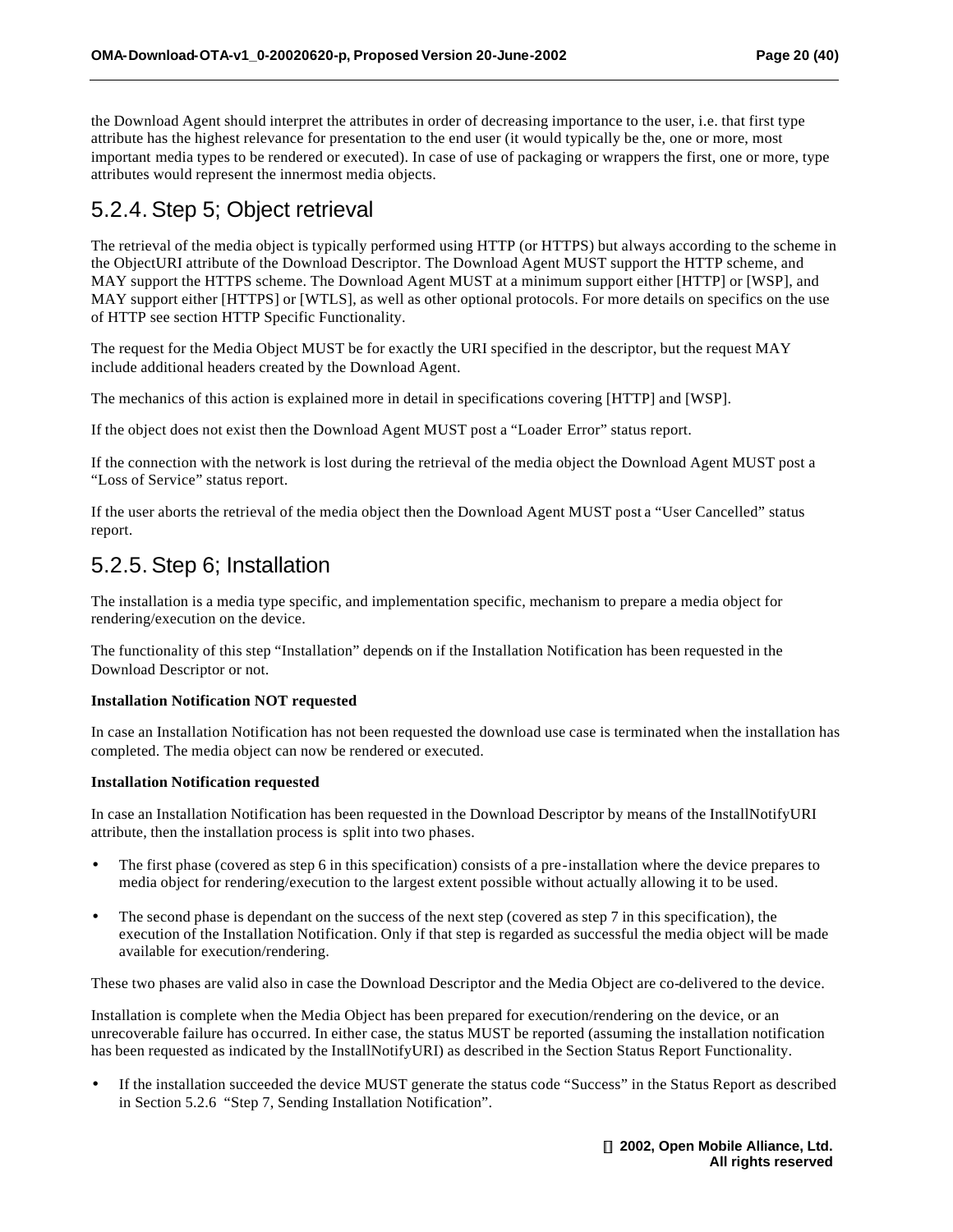the Download Agent should interpret the attributes in order of decreasing importance to the user, i.e. that first type attribute has the highest relevance for presentation to the end user (it would typically be the, one or more, most important media types to be rendered or executed). In case of use of packaging or wrappers the first, one or more, type attributes would represent the innermost media objects.

## 5.2.4. Step 5; Object retrieval

The retrieval of the media object is typically performed using HTTP (or HTTPS) but always according to the scheme in the ObjectURI attribute of the Download Descriptor. The Download Agent MUST support the HTTP scheme, and MAY support the HTTPS scheme. The Download Agent MUST at a minimum support either [HTTP] or [WSP], and MAY support either [HTTPS] or [WTLS], as well as other optional protocols. For more details on specifics on the use of HTTP see section HTTP Specific Functionality.

The request for the Media Object MUST be for exactly the URI specified in the descriptor, but the request MAY include additional headers created by the Download Agent.

The mechanics of this action is explained more in detail in specifications covering [HTTP] and [WSP].

If the object does not exist then the Download Agent MUST post a "Loader Error" status report.

If the connection with the network is lost during the retrieval of the media object the Download Agent MUST post a "Loss of Service" status report.

If the user aborts the retrieval of the media object then the Download Agent MUST post a "User Cancelled" status report.

## 5.2.5. Step 6; Installation

The installation is a media type specific, and implementation specific, mechanism to prepare a media object for rendering/execution on the device.

The functionality of this step "Installation" depends on if the Installation Notification has been requested in the Download Descriptor or not.

**Installation Notification NOT requested**

In case an Installation Notification has not been requested the download use case is terminated when the installation has completed. The media object can now be rendered or executed.

**Installation Notification requested**

In case an Installation Notification has been requested in the Download Descriptor by means of the InstallNotifyURI attribute, then the installation process is split into two phases.

- The first phase (covered as step 6 in this specification) consists of a pre-installation where the device prepares to media object for rendering/execution to the largest extent possible without actually allowing it to be used.
- The second phase is dependant on the success of the next step (covered as step 7 in this specification), the execution of the Installation Notification. Only if that step is regarded as successful the media object will be made available for execution/rendering.

These two phases are valid also in case the Download Descriptor and the Media Object are co-delivered to the device.

Installation is complete when the Media Object has been prepared for execution/rendering on the device, or an unrecoverable failure has occurred. In either case, the status MUST be reported (assuming the installation notification has been requested as indicated by the InstallNotifyURI) as described in the Section Status Report Functionality.

- If the installation succeeded the device MUST generate the status code "Success" in the Status Report as described in Section 5.2.6 "Step 7, Sending Installation Notification".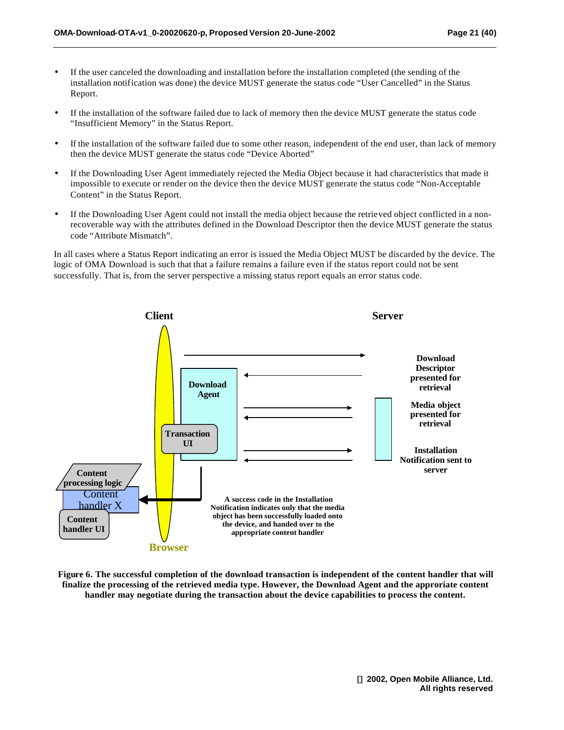- If the user canceled the downloading and installation before the installation completed (the sending of the installation notification was done) the device MUST generate the status code "User Cancelled" in the Status Report.

- If the installation of the software failed due to lack of memory then the device MUST generate the status code "Insufficient Memory" in the Status Report.

- If the installation of the software failed due to some other reason, independent of the end user, than lack of memory then the device MUST generate the status code "Device Aborted"

- If the Downloading User Agent immediately rejected the Media Object because it had characteristics that made it impossible to execute or render on the device then the device MUST generate the status code "Non-Acceptable Content" in the Status Report.

- If the Downloading User Agent could not install the media object because the retrieved object conflicted in a non-recoverable way with the attributes defined in the Download Descriptor then the device MUST generate the status code "Attribute Mismatch".

In all cases where a Status Report indicating an error is issued the Media Object MUST be discarded by the device. The logic of OMA Download is such that that a failure remains a failure even if the status report could not be sent successfully. That is, from the server perspective a missing status report equals an error status code.

Client | Server

Download Agent | Transaction UI | Browser

Content processing logic | Content handler X | Content handler UI

Download Descriptor presented for retrieval

Media object presented for retrieval

Installation Notification sent to server

A success code in the Installation Notification indicates only that the media object has been successfully loaded onto the device, and handed over to the appropriate content handler

**Figure 6. The successful completion of the download transaction is independent of the content handler that will finalize the processing of the retrieved media type. However, the Download Agent and the approriate content handler may negotiate during the transaction about the device capabilities to process the content.**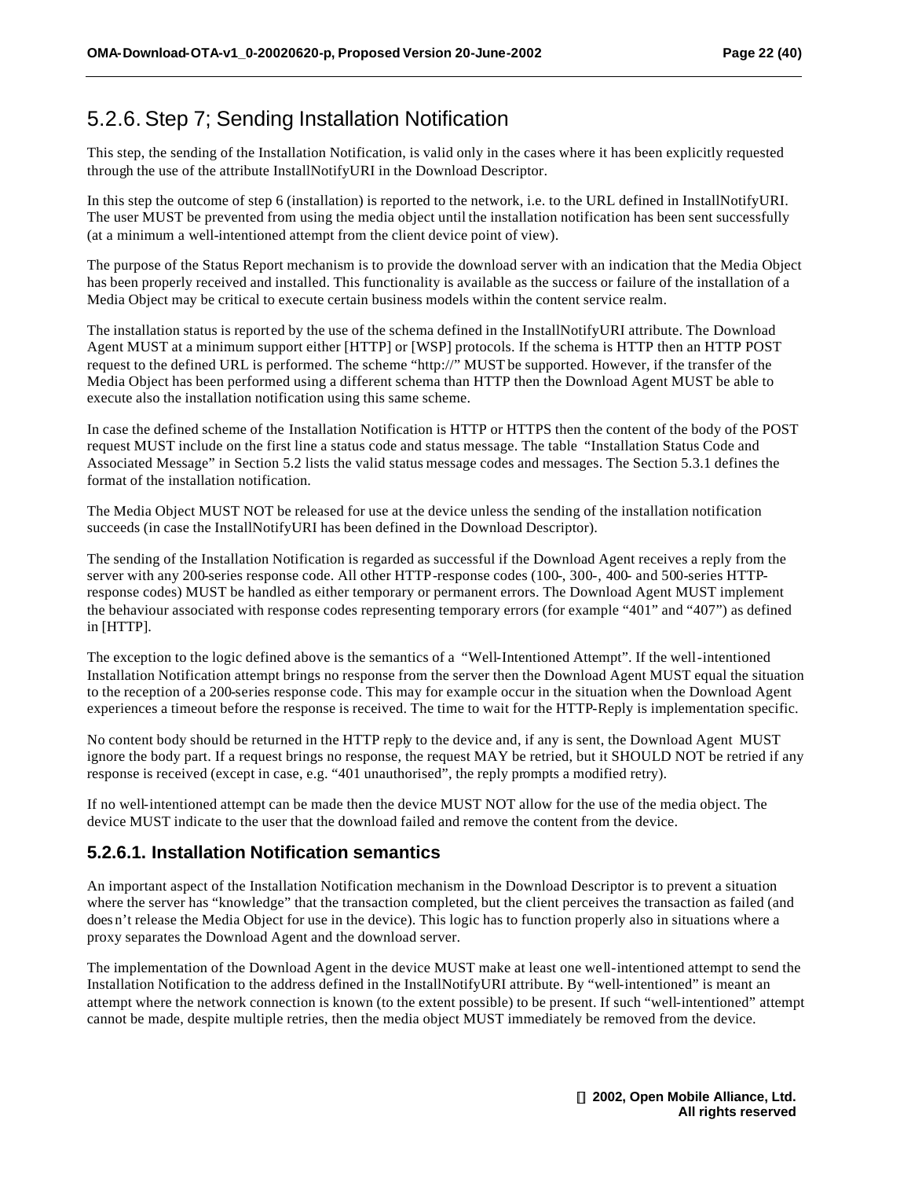## 5.2.6. Step 7; Sending Installation Notification

This step, the sending of the Installation Notification, is valid only in the cases where it has been explicitly requested through the use of the attribute InstallNotifyURI in the Download Descriptor.

In this step the outcome of step 6 (installation) is reported to the network, i.e. to the URL defined in InstallNotifyURI. The user MUST be prevented from using the media object until the installation notification has been sent successfully (at a minimum a well-intentioned attempt from the client device point of view).

The purpose of the Status Report mechanism is to provide the download server with an indication that the Media Object has been properly received and installed. This functionality is available as the success or failure of the installation of a Media Object may be critical to execute certain business models within the content service realm.

The installation status is reported by the use of the schema defined in the InstallNotifyURI attribute. The Download Agent MUST at a minimum support either [HTTP] or [WSP] protocols. If the schema is HTTP then an HTTP POST request to the defined URL is performed. The scheme "http://" MUST be supported. However, if the transfer of the Media Object has been performed using a different schema than HTTP then the Download Agent MUST be able to execute also the installation notification using this same scheme.

In case the defined scheme of the Installation Notification is HTTP or HTTPS then the content of the body of the POST request MUST include on the first line a status code and status message. The table "Installation Status Code and Associated Message" in Section 5.2 lists the valid status message codes and messages. The Section 5.3.1 defines the format of the installation notification.

The Media Object MUST NOT be released for use at the device unless the sending of the installation notification succeeds (in case the InstallNotifyURI has been defined in the Download Descriptor).

The sending of the Installation Notification is regarded as successful if the Download Agent receives a reply from the server with any 200-series response code. All other HTTP-response codes (100-, 300-, 400- and 500-series HTTP-response codes) MUST be handled as either temporary or permanent errors. The Download Agent MUST implement the behaviour associated with response codes representing temporary errors (for example "401" and "407") as defined in [HTTP].

The exception to the logic defined above is the semantics of a "Well-Intentioned Attempt". If the well-intentioned Installation Notification attempt brings no response from the server then the Download Agent MUST equal the situation to the reception of a 200-series response code. This may for example occur in the situation when the Download Agent experiences a timeout before the response is received. The time to wait for the HTTP-Reply is implementation specific.

No content body should be returned in the HTTP reply to the device and, if any is sent, the Download Agent MUST ignore the body part. If a request brings no response, the request MAY be retried, but it SHOULD NOT be retried if any response is received (except in case, e.g. "401 unauthorised", the reply prompts a modified retry).

If no well-intentioned attempt can be made then the device MUST NOT allow for the use of the media object. The device MUST indicate to the user that the download failed and remove the content from the device.

### 5.2.6.1. Installation Notification semantics

An important aspect of the Installation Notification mechanism in the Download Descriptor is to prevent a situation where the server has "knowledge" that the transaction completed, but the client perceives the transaction as failed (and doesn't release the Media Object for use in the device). This logic has to function properly also in situations where a proxy separates the Download Agent and the download server.

The implementation of the Download Agent in the device MUST make at least one well-intentioned attempt to send the Installation Notification to the address defined in the InstallNotifyURI attribute. By "well-intentioned" is meant an attempt where the network connection is known (to the extent possible) to be present. If such "well-intentioned" attempt cannot be made, despite multiple retries, then the media object MUST immediately be removed from the device.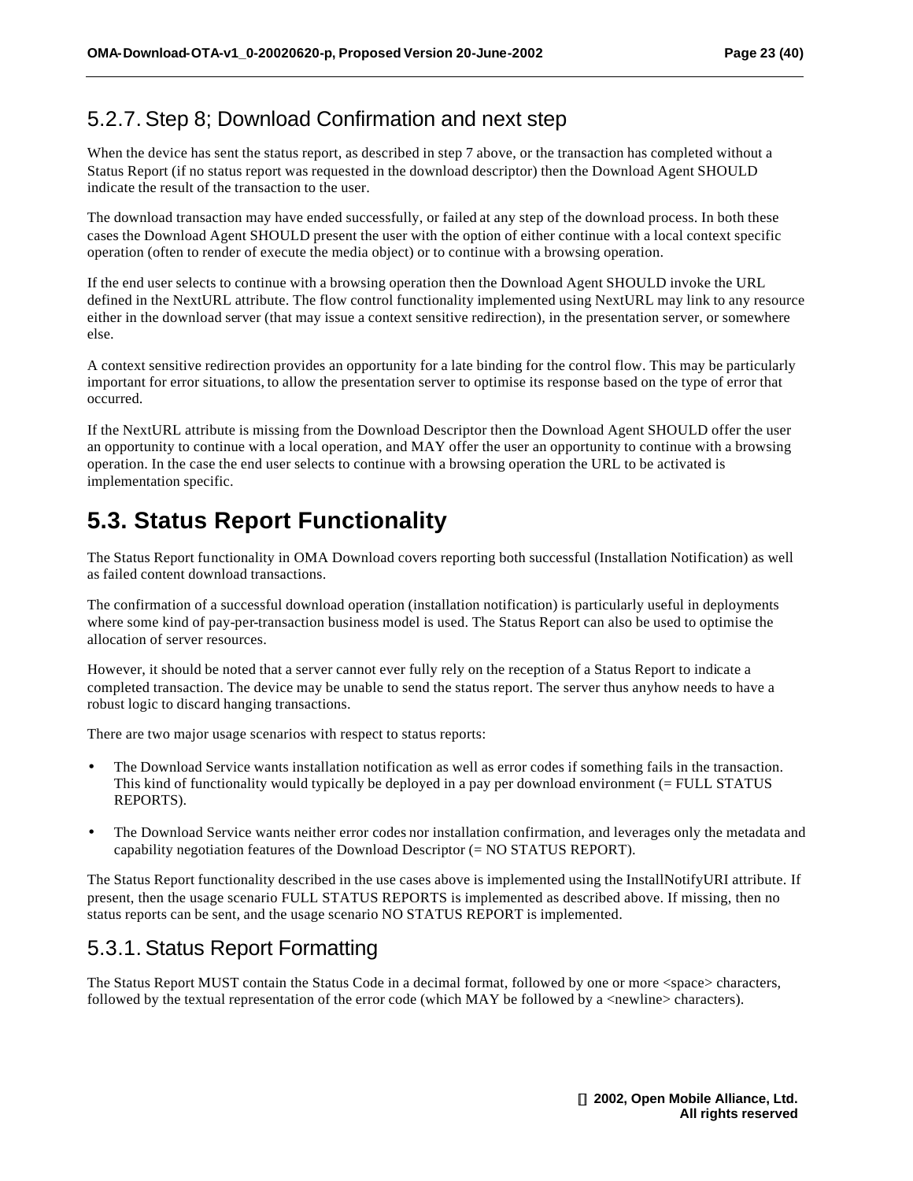### 5.2.7. Step 8; Download Confirmation and next step

When the device has sent the status report, as described in step 7 above, or the transaction has completed without a Status Report (if no status report was requested in the download descriptor) then the Download Agent SHOULD indicate the result of the transaction to the user.

The download transaction may have ended successfully, or failed at any step of the download process. In both these cases the Download Agent SHOULD present the user with the option of either continue with a local context specific operation (often to render of execute the media object) or to continue with a browsing operation.

If the end user selects to continue with a browsing operation then the Download Agent SHOULD invoke the URL defined in the NextURL attribute. The flow control functionality implemented using NextURL may link to any resource either in the download server (that may issue a context sensitive redirection), in the presentation server, or somewhere else.

A context sensitive redirection provides an opportunity for a late binding for the control flow. This may be particularly important for error situations, to allow the presentation server to optimise its response based on the type of error that occurred.

If the NextURL attribute is missing from the Download Descriptor then the Download Agent SHOULD offer the user an opportunity to continue with a local operation, and MAY offer the user an opportunity to continue with a browsing operation. In the case the end user selects to continue with a browsing operation the URL to be activated is implementation specific.

## 5.3. Status Report Functionality

The Status Report functionality in OMA Download covers reporting both successful (Installation Notification) as well as failed content download transactions.

The confirmation of a successful download operation (installation notification) is particularly useful in deployments where some kind of pay-per-transaction business model is used. The Status Report can also be used to optimise the allocation of server resources.

However, it should be noted that a server cannot ever fully rely on the reception of a Status Report to indicate a completed transaction. The device may be unable to send the status report. The server thus anyhow needs to have a robust logic to discard hanging transactions.

There are two major usage scenarios with respect to status reports:

- The Download Service wants installation notification as well as error codes if something fails in the transaction. This kind of functionality would typically be deployed in a pay per download environment (= FULL STATUS REPORTS).
- The Download Service wants neither error codes nor installation confirmation, and leverages only the metadata and capability negotiation features of the Download Descriptor (= NO STATUS REPORT).

The Status Report functionality described in the use cases above is implemented using the InstallNotifyURI attribute. If present, then the usage scenario FULL STATUS REPORTS is implemented as described above. If missing, then no status reports can be sent, and the usage scenario NO STATUS REPORT is implemented.

### 5.3.1. Status Report Formatting

The Status Report MUST contain the Status Code in a decimal format, followed by one or more <space> characters, followed by the textual representation of the error code (which MAY be followed by a <newline> characters).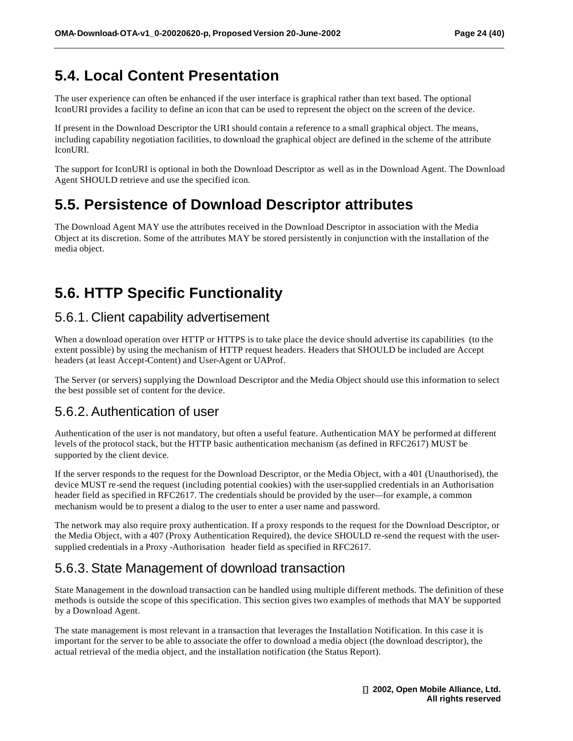## 5.4. Local Content Presentation

The user experience can often be enhanced if the user interface is graphical rather than text based. The optional IconURI provides a facility to define an icon that can be used to represent the object on the screen of the device.

If present in the Download Descriptor the URI should contain a reference to a small graphical object. The means, including capability negotiation facilities, to download the graphical object are defined in the scheme of the attribute IconURI.

The support for IconURI is optional in both the Download Descriptor as well as in the Download Agent. The Download Agent SHOULD retrieve and use the specified icon.

## 5.5. Persistence of Download Descriptor attributes

The Download Agent MAY use the attributes received in the Download Descriptor in association with the Media Object at its discretion. Some of the attributes MAY be stored persistently in conjunction with the installation of the media object.

## 5.6. HTTP Specific Functionality

### 5.6.1. Client capability advertisement

When a download operation over HTTP or HTTPS is to take place the device should advertise its capabilities (to the extent possible) by using the mechanism of HTTP request headers. Headers that SHOULD be included are Accept headers (at least Accept-Content) and User-Agent or UAProf.

The Server (or servers) supplying the Download Descriptor and the Media Object should use this information to select the best possible set of content for the device.

### 5.6.2. Authentication of user

Authentication of the user is not mandatory, but often a useful feature. Authentication MAY be performed at different levels of the protocol stack, but the HTTP basic authentication mechanism (as defined in RFC2617) MUST be supported by the client device.

If the server responds to the request for the Download Descriptor, or the Media Object, with a 401 (Unauthorised), the device MUST re-send the request (including potential cookies) with the user-supplied credentials in an Authorisation header field as specified in RFC2617. The credentials should be provided by the user—for example, a common mechanism would be to present a dialog to the user to enter a user name and password.

The network may also require proxy authentication. If a proxy responds to the request for the Download Descriptor, or the Media Object, with a 407 (Proxy Authentication Required), the device SHOULD re-send the request with the user-supplied credentials in a Proxy -Authorisation header field as specified in RFC2617.

### 5.6.3. State Management of download transaction

State Management in the download transaction can be handled using multiple different methods. The definition of these methods is outside the scope of this specification. This section gives two examples of methods that MAY be supported by a Download Agent.

The state management is most relevant in a transaction that leverages the Installation Notification. In this case it is important for the server to be able to associate the offer to download a media object (the download descriptor), the actual retrieval of the media object, and the installation notification (the Status Report).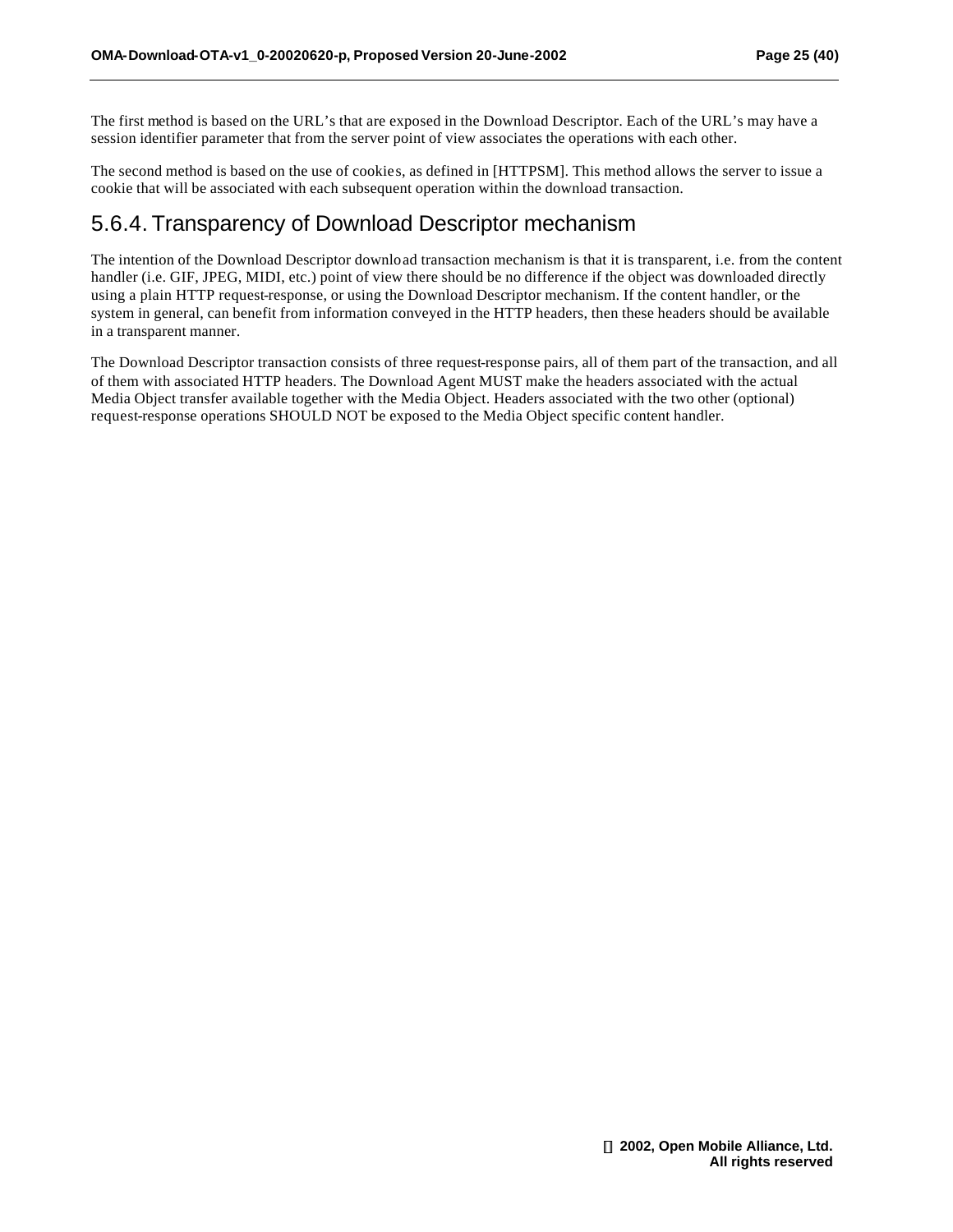The first method is based on the URL's that are exposed in the Download Descriptor. Each of the URL's may have a session identifier parameter that from the server point of view associates the operations with each other.

The second method is based on the use of cookies, as defined in [HTTPSM]. This method allows the server to issue a cookie that will be associated with each subsequent operation within the download transaction.

### 5.6.4. Transparency of Download Descriptor mechanism

The intention of the Download Descriptor download transaction mechanism is that it is transparent, i.e. from the content handler (i.e. GIF, JPEG, MIDI, etc.) point of view there should be no difference if the object was downloaded directly using a plain HTTP request-response, or using the Download Descriptor mechanism. If the content handler, or the system in general, can benefit from information conveyed in the HTTP headers, then these headers should be available in a transparent manner.

The Download Descriptor transaction consists of three request-response pairs, all of them part of the transaction, and all of them with associated HTTP headers. The Download Agent MUST make the headers associated with the actual Media Object transfer available together with the Media Object. Headers associated with the two other (optional) request-response operations SHOULD NOT be exposed to the Media Object specific content handler.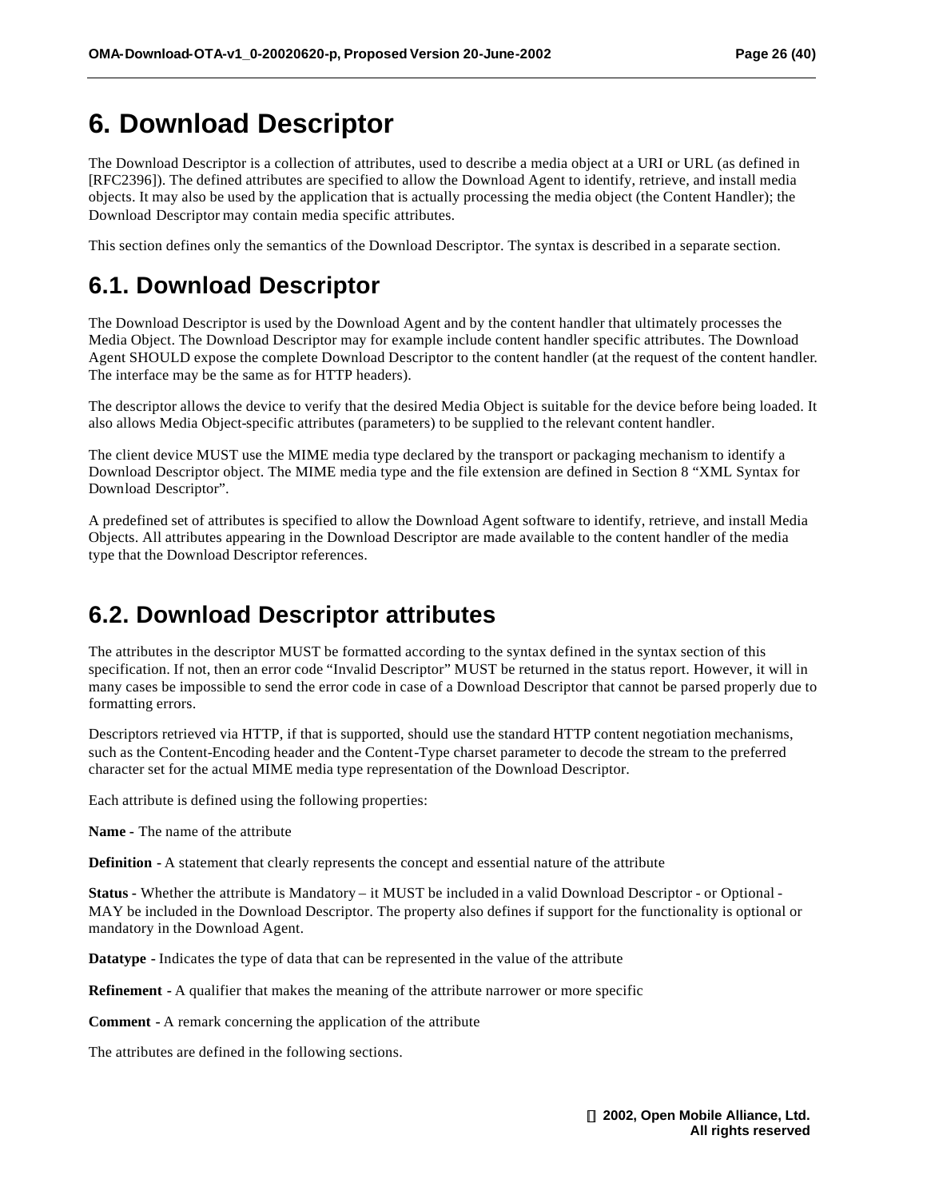# 6. Download Descriptor

The Download Descriptor is a collection of attributes, used to describe a media object at a URI or URL (as defined in [RFC2396]). The defined attributes are specified to allow the Download Agent to identify, retrieve, and install media objects. It may also be used by the application that is actually processing the media object (the Content Handler); the Download Descriptor may contain media specific attributes.

This section defines only the semantics of the Download Descriptor. The syntax is described in a separate section.

## 6.1. Download Descriptor

The Download Descriptor is used by the Download Agent and by the content handler that ultimately processes the Media Object. The Download Descriptor may for example include content handler specific attributes. The Download Agent SHOULD expose the complete Download Descriptor to the content handler (at the request of the content handler. The interface may be the same as for HTTP headers).

The descriptor allows the device to verify that the desired Media Object is suitable for the device before being loaded. It also allows Media Object-specific attributes (parameters) to be supplied to the relevant content handler.

The client device MUST use the MIME media type declared by the transport or packaging mechanism to identify a Download Descriptor object. The MIME media type and the file extension are defined in Section 8 "XML Syntax for Download Descriptor".

A predefined set of attributes is specified to allow the Download Agent software to identify, retrieve, and install Media Objects. All attributes appearing in the Download Descriptor are made available to the content handler of the media type that the Download Descriptor references.

## 6.2. Download Descriptor attributes

The attributes in the descriptor MUST be formatted according to the syntax defined in the syntax section of this specification. If not, then an error code "Invalid Descriptor" MUST be returned in the status report. However, it will in many cases be impossible to send the error code in case of a Download Descriptor that cannot be parsed properly due to formatting errors.

Descriptors retrieved via HTTP, if that is supported, should use the standard HTTP content negotiation mechanisms, such as the Content-Encoding header and the Content-Type charset parameter to decode the stream to the preferred character set for the actual MIME media type representation of the Download Descriptor.

Each attribute is defined using the following properties:

**Name** - The name of the attribute

**Definition** - A statement that clearly represents the concept and essential nature of the attribute

**Status** - Whether the attribute is Mandatory – it MUST be included in a valid Download Descriptor - or Optional - MAY be included in the Download Descriptor. The property also defines if support for the functionality is optional or mandatory in the Download Agent.

**Datatype** - Indicates the type of data that can be represented in the value of the attribute

**Refinement** - A qualifier that makes the meaning of the attribute narrower or more specific

**Comment** - A remark concerning the application of the attribute

The attributes are defined in the following sections.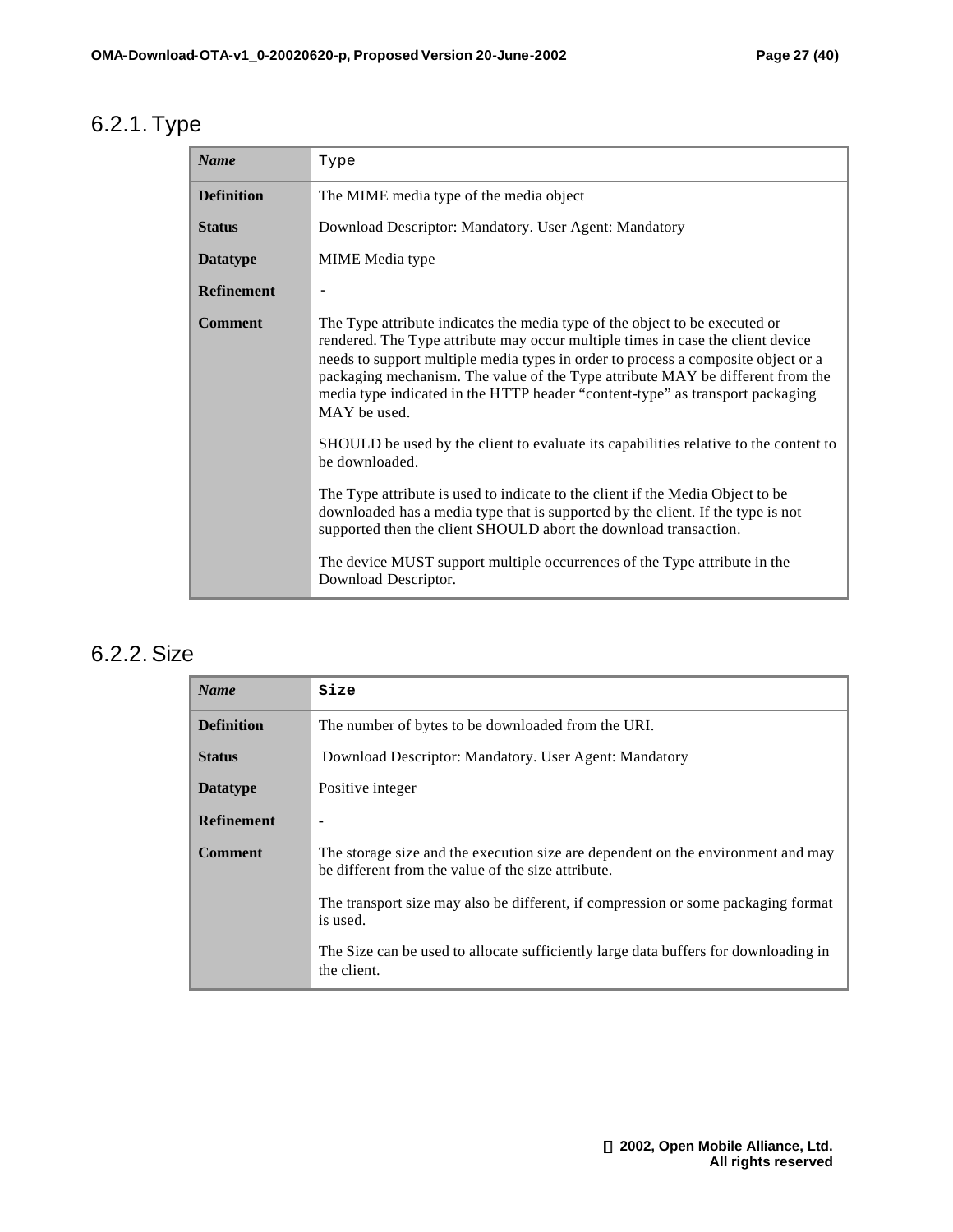## 6.2.1. Type

| *Name* | Type |
|---|---|
| **Definition** | The MIME media type of the media object |
| **Status** | Download Descriptor: Mandatory. User Agent: Mandatory |
| **Datatype** | MIME Media type |
| **Refinement** | - |
| **Comment** | The Type attribute indicates the media type of the object to be executed or rendered. The Type attribute may occur multiple times in case the client device needs to support multiple media types in order to process a composite object or a packaging mechanism. The value of the Type attribute MAY be different from the media type indicated in the HTTP header "content-type" as transport packaging MAY be used.<br><br>SHOULD be used by the client to evaluate its capabilities relative to the content to be downloaded.<br><br>The Type attribute is used to indicate to the client if the Media Object to be downloaded has a media type that is supported by the client. If the type is not supported then the client SHOULD abort the download transaction.<br><br>The device MUST support multiple occurrences of the Type attribute in the Download Descriptor. |

## 6.2.2. Size

| *Name* | **Size** |
|---|---|
| **Definition** | The number of bytes to be downloaded from the URI. |
| **Status** | Download Descriptor: Mandatory. User Agent: Mandatory |
| **Datatype** | Positive integer |
| **Refinement** | - |
| **Comment** | The storage size and the execution size are dependent on the environment and may be different from the value of the size attribute.<br><br>The transport size may also be different, if compression or some packaging format is used.<br><br>The Size can be used to allocate sufficiently large data buffers for downloading in the client. |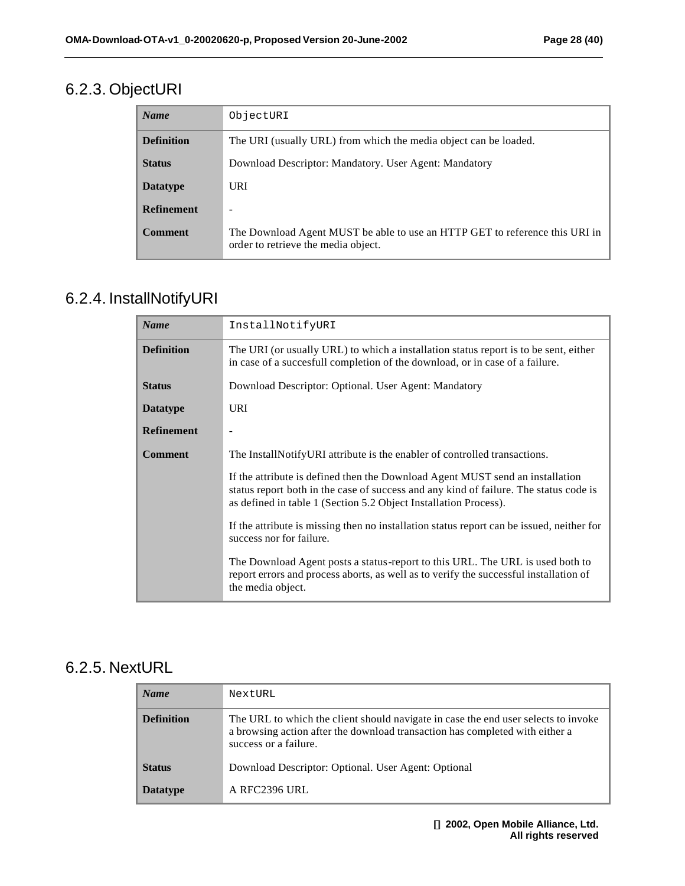### 6.2.3. ObjectURI

| *Name* | `ObjectURI` |
|---|---|
| **Definition** | The URI (usually URL) from which the media object can be loaded. |
| **Status** | Download Descriptor: Mandatory. User Agent: Mandatory |
| **Datatype** | URI |
| **Refinement** | - |
| **Comment** | The Download Agent MUST be able to use an HTTP GET to reference this URI in order to retrieve the media object. |

### 6.2.4. InstallNotifyURI

| *Name* | `InstallNotifyURI` |
|---|---|
| **Definition** | The URI (or usually URL) to which a installation status report is to be sent, either in case of a succesfull completion of the download, or in case of a failure. |
| **Status** | Download Descriptor: Optional. User Agent: Mandatory |
| **Datatype** | URI |
| **Refinement** | - |
| **Comment** | The InstallNotifyURI attribute is the enabler of controlled transactions.<br><br>If the attribute is defined then the Download Agent MUST send an installation status report both in the case of success and any kind of failure. The status code is as defined in table 1 (Section 5.2 Object Installation Process).<br><br>If the attribute is missing then no installation status report can be issued, neither for success nor for failure.<br><br>The Download Agent posts a status-report to this URL. The URL is used both to report errors and process aborts, as well as to verify the successful installation of the media object. |

### 6.2.5. NextURL

| *Name* | `NextURL` |
|---|---|
| **Definition** | The URL to which the client should navigate in case the end user selects to invoke a browsing action after the download transaction has completed with either a success or a failure. |
| **Status** | Download Descriptor: Optional. User Agent: Optional |
| **Datatype** | A RFC2396 URL |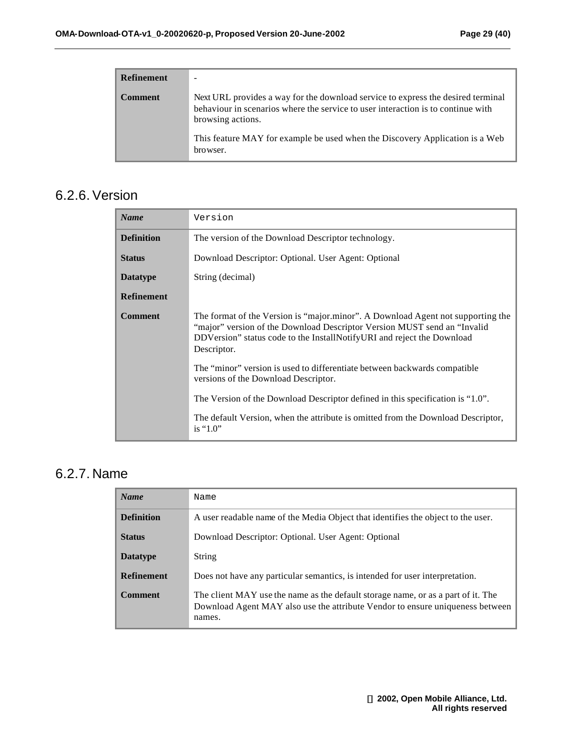| | |
|---|---|
| **Refinement** | - |
| **Comment** | Next URL provides a way for the download service to express the desired terminal behaviour in scenarios where the service to user interaction is to continue with browsing actions.<br><br>This feature MAY for example be used when the Discovery Application is a Web browser. |

## 6.2.6. Version

| ***Name*** | `Version` |
|---|---|
| **Definition** | The version of the Download Descriptor technology. |
| **Status** | Download Descriptor: Optional. User Agent: Optional |
| **Datatype** | String (decimal) |
| **Refinement** | |
| **Comment** | The format of the Version is “major.minor”. A Download Agent not supporting the “major” version of the Download Descriptor Version MUST send an “Invalid DDVersion” status code to the InstallNotifyURI and reject the Download Descriptor.<br><br>The “minor” version is used to differentiate between backwards compatible versions of the Download Descriptor.<br><br>The Version of the Download Descriptor defined in this specification is “1.0”.<br><br>The default Version, when the attribute is omitted from the Download Descriptor, is “1.0” |

## 6.2.7. Name

| ***Name*** | `Name` |
|---|---|
| **Definition** | A user readable name of the Media Object that identifies the object to the user. |
| **Status** | Download Descriptor: Optional. User Agent: Optional |
| **Datatype** | String |
| **Refinement** | Does not have any particular semantics, is intended for user interpretation. |
| **Comment** | The client MAY use the name as the default storage name, or as a part of it. The Download Agent MAY also use the attribute Vendor to ensure uniqueness between names. |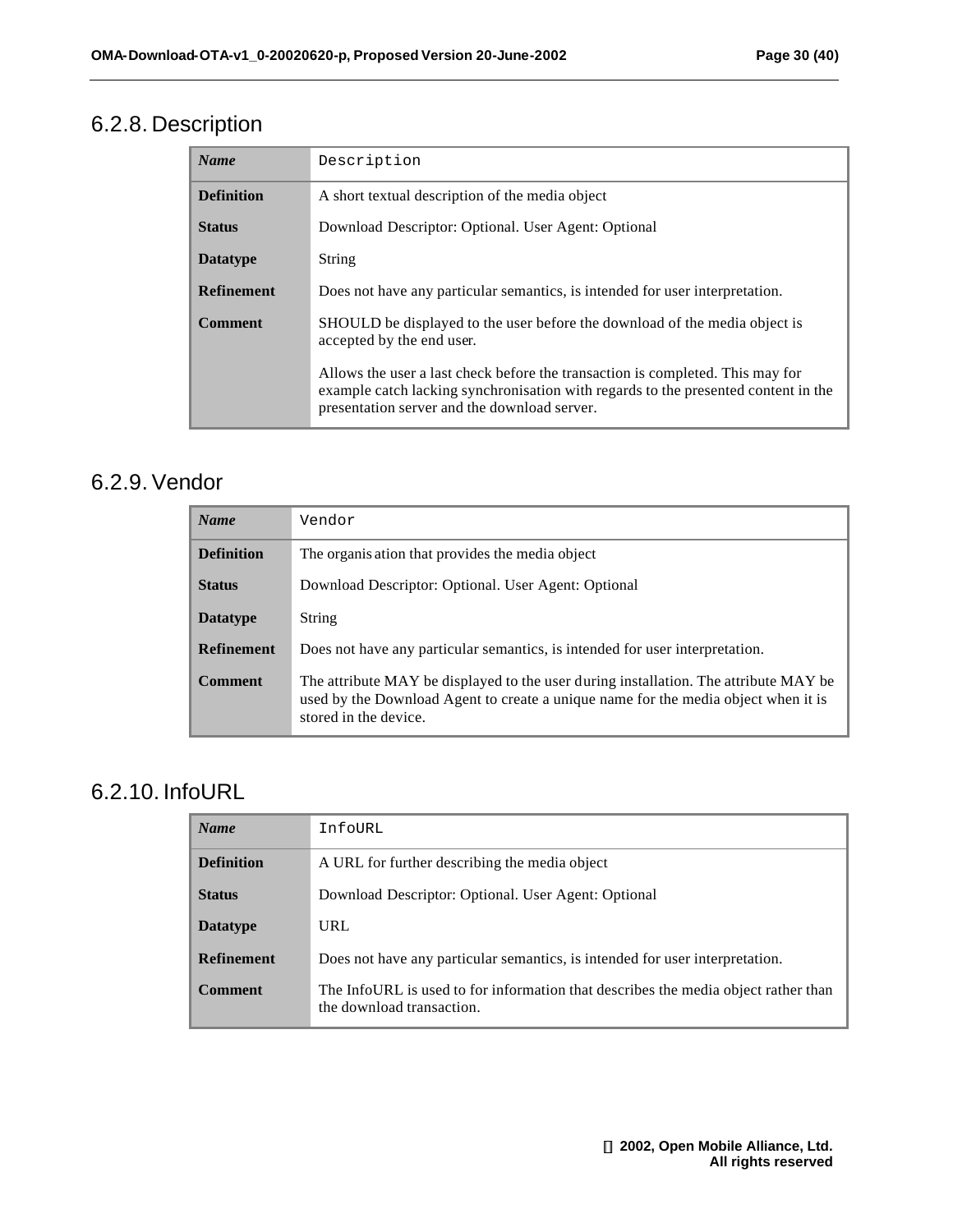### 6.2.8. Description

| *Name* | `Description` |
|---|---|
| **Definition** | A short textual description of the media object |
| **Status** | Download Descriptor: Optional. User Agent: Optional |
| **Datatype** | String |
| **Refinement** | Does not have any particular semantics, is intended for user interpretation. |
| **Comment** | SHOULD be displayed to the user before the download of the media object is accepted by the end user.<br><br>Allows the user a last check before the transaction is completed. This may for example catch lacking synchronisation with regards to the presented content in the presentation server and the download server. |

### 6.2.9. Vendor

| *Name* | `Vendor` |
|---|---|
| **Definition** | The organisation that provides the media object |
| **Status** | Download Descriptor: Optional. User Agent: Optional |
| **Datatype** | String |
| **Refinement** | Does not have any particular semantics, is intended for user interpretation. |
| **Comment** | The attribute MAY be displayed to the user during installation. The attribute MAY be used by the Download Agent to create a unique name for the media object when it is stored in the device. |

### 6.2.10. InfoURL

| *Name* | `InfoURL` |
|---|---|
| **Definition** | A URL for further describing the media object |
| **Status** | Download Descriptor: Optional. User Agent: Optional |
| **Datatype** | URL |
| **Refinement** | Does not have any particular semantics, is intended for user interpretation. |
| **Comment** | The InfoURL is used to for information that describes the media object rather than the download transaction. |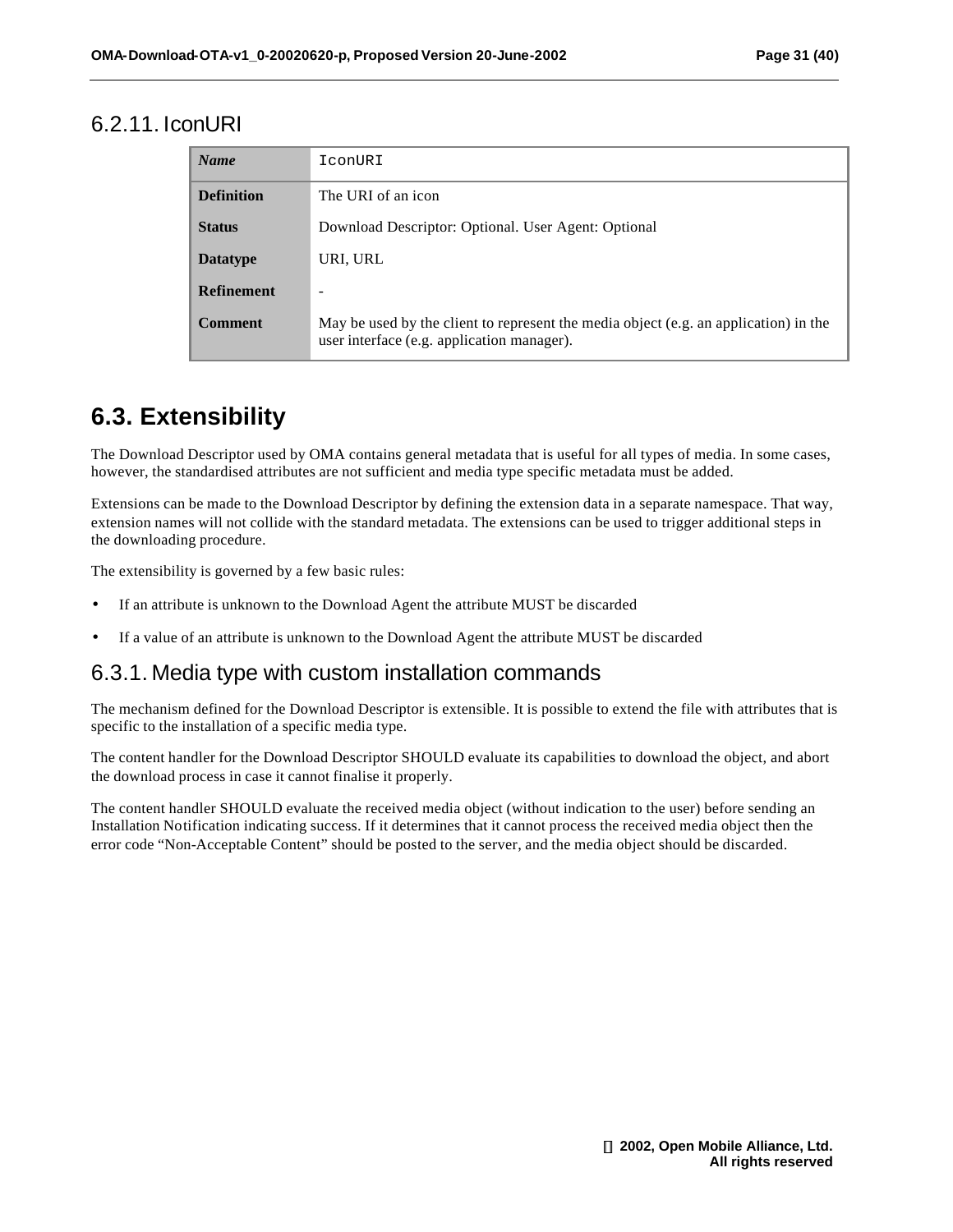### 6.2.11. IconURI

| *Name* | IconURI |
|---|---|
| **Definition** | The URI of an icon |
| **Status** | Download Descriptor: Optional. User Agent: Optional |
| **Datatype** | URI, URL |
| **Refinement** | - |
| **Comment** | May be used by the client to represent the media object (e.g. an application) in the user interface (e.g. application manager). |

## 6.3. Extensibility

The Download Descriptor used by OMA contains general metadata that is useful for all types of media. In some cases, however, the standardised attributes are not sufficient and media type specific metadata must be added.

Extensions can be made to the Download Descriptor by defining the extension data in a separate namespace. That way, extension names will not collide with the standard metadata. The extensions can be used to trigger additional steps in the downloading procedure.

The extensibility is governed by a few basic rules:

- If an attribute is unknown to the Download Agent the attribute MUST be discarded
- If a value of an attribute is unknown to the Download Agent the attribute MUST be discarded

### 6.3.1. Media type with custom installation commands

The mechanism defined for the Download Descriptor is extensible. It is possible to extend the file with attributes that is specific to the installation of a specific media type.

The content handler for the Download Descriptor SHOULD evaluate its capabilities to download the object, and abort the download process in case it cannot finalise it properly.

The content handler SHOULD evaluate the received media object (without indication to the user) before sending an Installation Notification indicating success. If it determines that it cannot process the received media object then the error code "Non-Acceptable Content" should be posted to the server, and the media object should be discarded.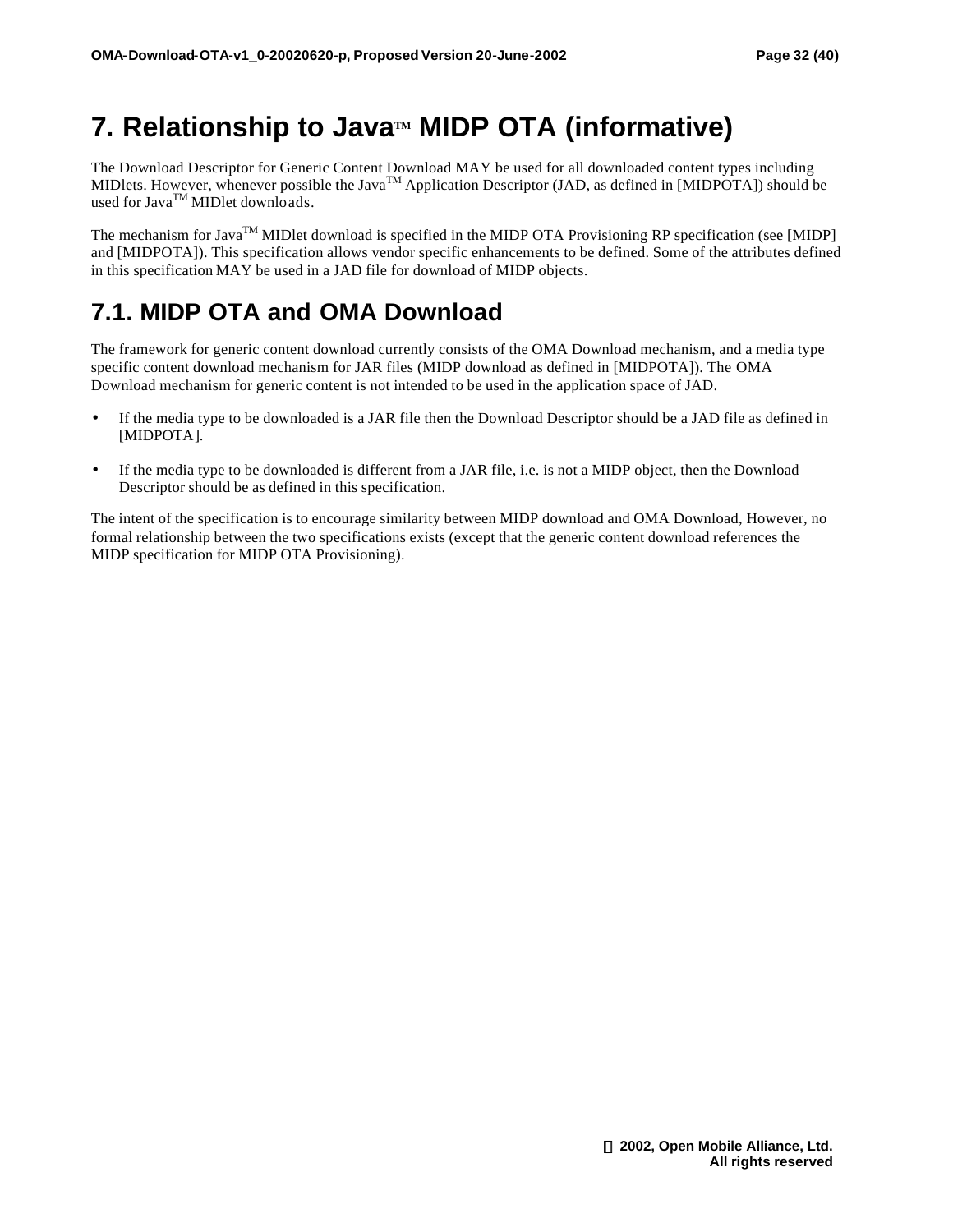# 7. Relationship to Java™ MIDP OTA (informative)

The Download Descriptor for Generic Content Download MAY be used for all downloaded content types including MIDlets. However, whenever possible the Java™ Application Descriptor (JAD, as defined in [MIDPOTA]) should be used for Java™ MIDlet downloads.

The mechanism for Java™ MIDlet download is specified in the MIDP OTA Provisioning RP specification (see [MIDP] and [MIDPOTA]). This specification allows vendor specific enhancements to be defined. Some of the attributes defined in this specification MAY be used in a JAD file for download of MIDP objects.

## 7.1. MIDP OTA and OMA Download

The framework for generic content download currently consists of the OMA Download mechanism, and a media type specific content download mechanism for JAR files (MIDP download as defined in [MIDPOTA]). The OMA Download mechanism for generic content is not intended to be used in the application space of JAD.

- If the media type to be downloaded is a JAR file then the Download Descriptor should be a JAD file as defined in [MIDPOTA].
- If the media type to be downloaded is different from a JAR file, i.e. is not a MIDP object, then the Download Descriptor should be as defined in this specification.

The intent of the specification is to encourage similarity between MIDP download and OMA Download, However, no formal relationship between the two specifications exists (except that the generic content download references the MIDP specification for MIDP OTA Provisioning).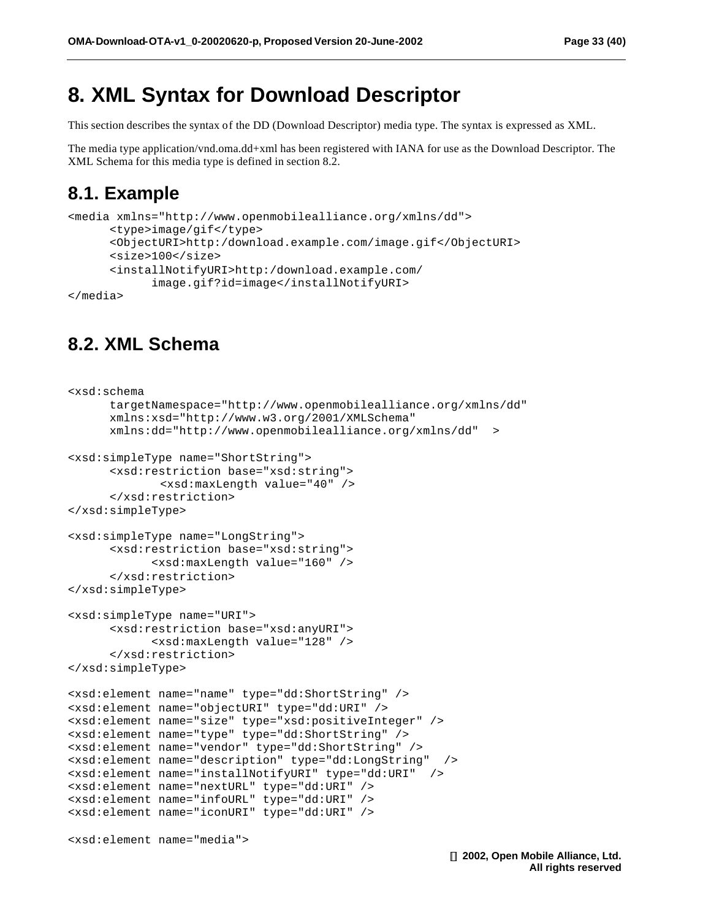# 8. XML Syntax for Download Descriptor

This section describes the syntax of the DD (Download Descriptor) media type. The syntax is expressed as XML.

The media type application/vnd.oma.dd+xml has been registered with IANA for use as the Download Descriptor. The XML Schema for this media type is defined in section 8.2.

## 8.1. Example

```
<media xmlns="http://www.openmobilealliance.org/xmlns/dd">
      <type>image/gif</type>
      <ObjectURI>http:/download.example.com/image.gif</ObjectURI>
      <size>100</size>
      <installNotifyURI>http:/download.example.com/
            image.gif?id=image</installNotifyURI>
</media>
```

## 8.2. XML Schema

```
<xsd:schema
      targetNamespace="http://www.openmobilealliance.org/xmlns/dd"
      xmlns:xsd="http://www.w3.org/2001/XMLSchema"
      xmlns:dd="http://www.openmobilealliance.org/xmlns/dd"  >

<xsd:simpleType name="ShortString">
      <xsd:restriction base="xsd:string">
             <xsd:maxLength value="40" />
      </xsd:restriction>
</xsd:simpleType>

<xsd:simpleType name="LongString">
      <xsd:restriction base="xsd:string">
            <xsd:maxLength value="160" />
      </xsd:restriction>
</xsd:simpleType>

<xsd:simpleType name="URI">
      <xsd:restriction base="xsd:anyURI">
            <xsd:maxLength value="128" />
      </xsd:restriction>
</xsd:simpleType>

<xsd:element name="name" type="dd:ShortString" />
<xsd:element name="objectURI" type="dd:URI" />
<xsd:element name="size" type="xsd:positiveInteger" />
<xsd:element name="type" type="dd:ShortString" />
<xsd:element name="vendor" type="dd:ShortString" />
<xsd:element name="description" type="dd:LongString"  />
<xsd:element name="installNotifyURI" type="dd:URI"  />
<xsd:element name="nextURL" type="dd:URI" />
<xsd:element name="infoURL" type="dd:URI" />
<xsd:element name="iconURI" type="dd:URI" />

<xsd:element name="media">
```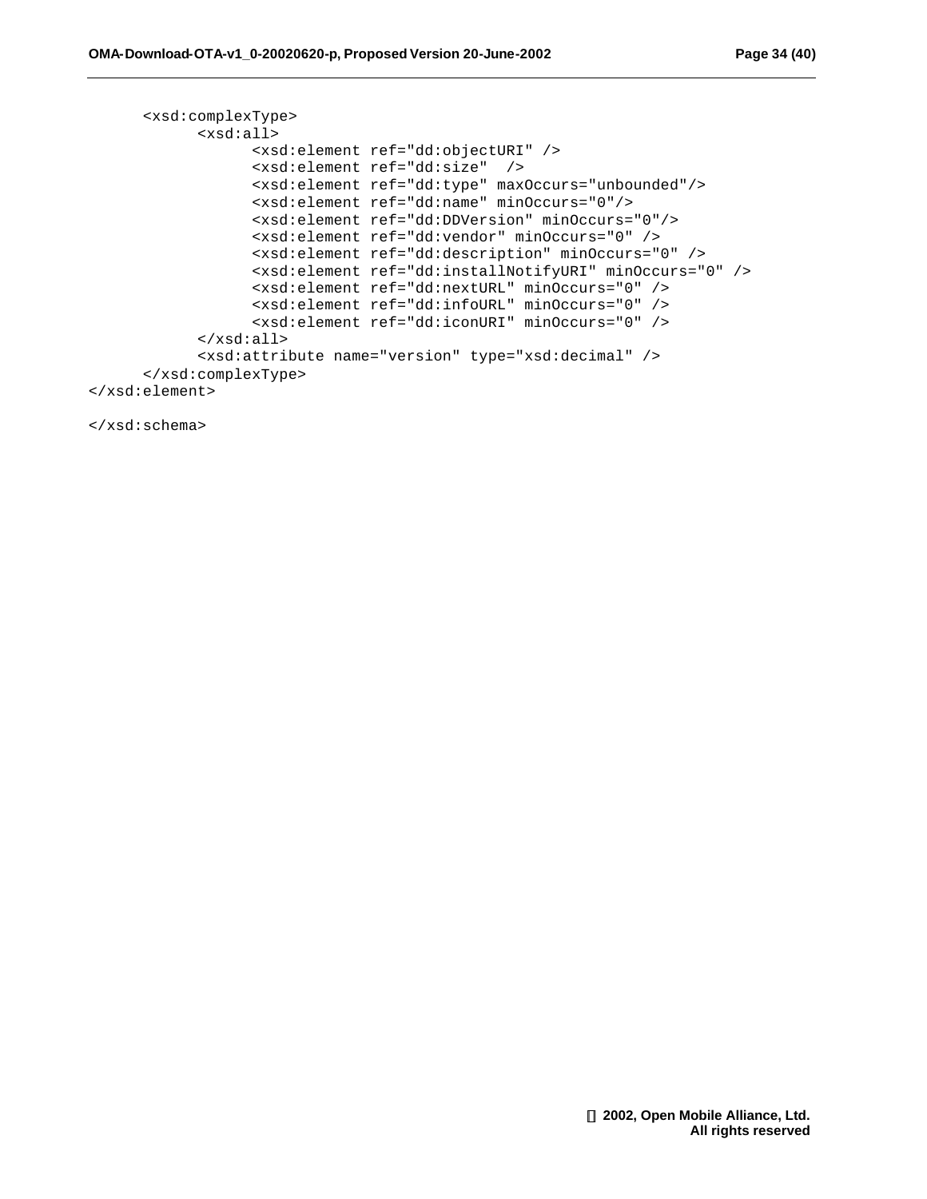```
      <xsd:complexType>
            <xsd:all>
                  <xsd:element ref="dd:objectURI" />
                  <xsd:element ref="dd:size"  />
                  <xsd:element ref="dd:type" maxOccurs="unbounded"/>
                  <xsd:element ref="dd:name" minOccurs="0"/>
                  <xsd:element ref="dd:DDVersion" minOccurs="0"/>
                  <xsd:element ref="dd:vendor" minOccurs="0" />
                  <xsd:element ref="dd:description" minOccurs="0" />
                  <xsd:element ref="dd:installNotifyURI" minOccurs="0" />
                  <xsd:element ref="dd:nextURL" minOccurs="0" />
                  <xsd:element ref="dd:infoURL" minOccurs="0" />
                  <xsd:element ref="dd:iconURI" minOccurs="0" />
            </xsd:all>
            <xsd:attribute name="version" type="xsd:decimal" />
      </xsd:complexType>
</xsd:element>

</xsd:schema>
```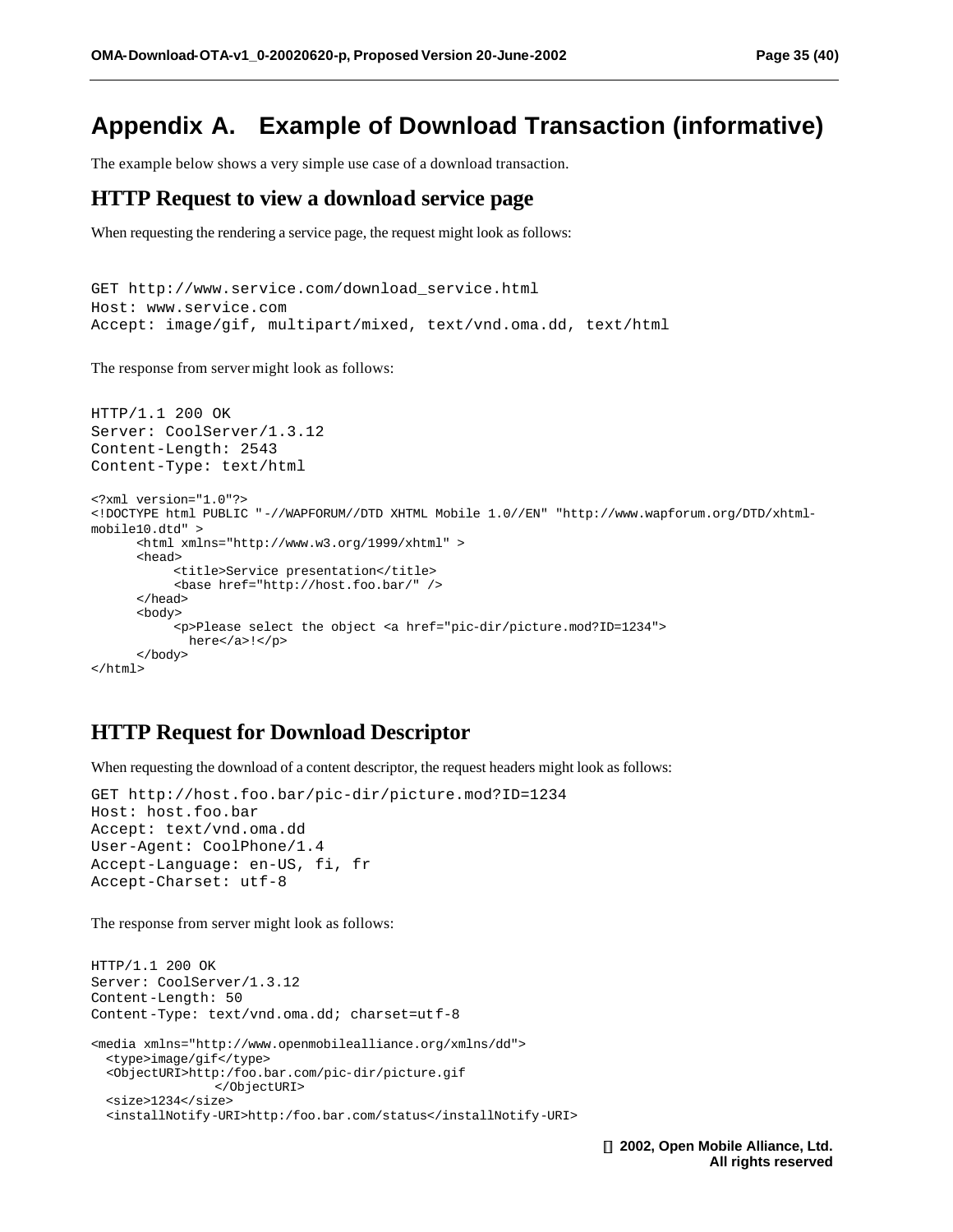# Appendix A. Example of Download Transaction (informative)

The example below shows a very simple use case of a download transaction.

## HTTP Request to view a download service page

When requesting the rendering a service page, the request might look as follows:

```
GET http://www.service.com/download_service.html
Host: www.service.com
Accept: image/gif, multipart/mixed, text/vnd.oma.dd, text/html
```

The response from server might look as follows:

```
HTTP/1.1 200 OK
Server: CoolServer/1.3.12
Content-Length: 2543
Content-Type: text/html

<?xml version="1.0"?>
<!DOCTYPE html PUBLIC "-//WAPFORUM//DTD XHTML Mobile 1.0//EN" "http://www.wapforum.org/DTD/xhtml-
mobile10.dtd" >
      <html xmlns="http://www.w3.org/1999/xhtml" >
      <head>
           <title>Service presentation</title>
           <base href="http://host.foo.bar/" />
      </head>
      <body>
           <p>Please select the object <a href="pic-dir/picture.mod?ID=1234">
             here</a>!</p>
      </body>
</html>
```

## HTTP Request for Download Descriptor

When requesting the download of a content descriptor, the request headers might look as follows:

```
GET http://host.foo.bar/pic-dir/picture.mod?ID=1234
Host: host.foo.bar
Accept: text/vnd.oma.dd
User-Agent: CoolPhone/1.4
Accept-Language: en-US, fi, fr
Accept-Charset: utf-8
```

The response from server might look as follows:

```
HTTP/1.1 200 OK
Server: CoolServer/1.3.12
Content-Length: 50
Content-Type: text/vnd.oma.dd; charset=utf-8

<media xmlns="http://www.openmobilealliance.org/xmlns/dd">
  <type>image/gif</type>
  <ObjectURI>http:/foo.bar.com/pic-dir/picture.gif
                </ObjectURI>
  <size>1234</size>
  <installNotify-URI>http:/foo.bar.com/status</installNotify-URI>
```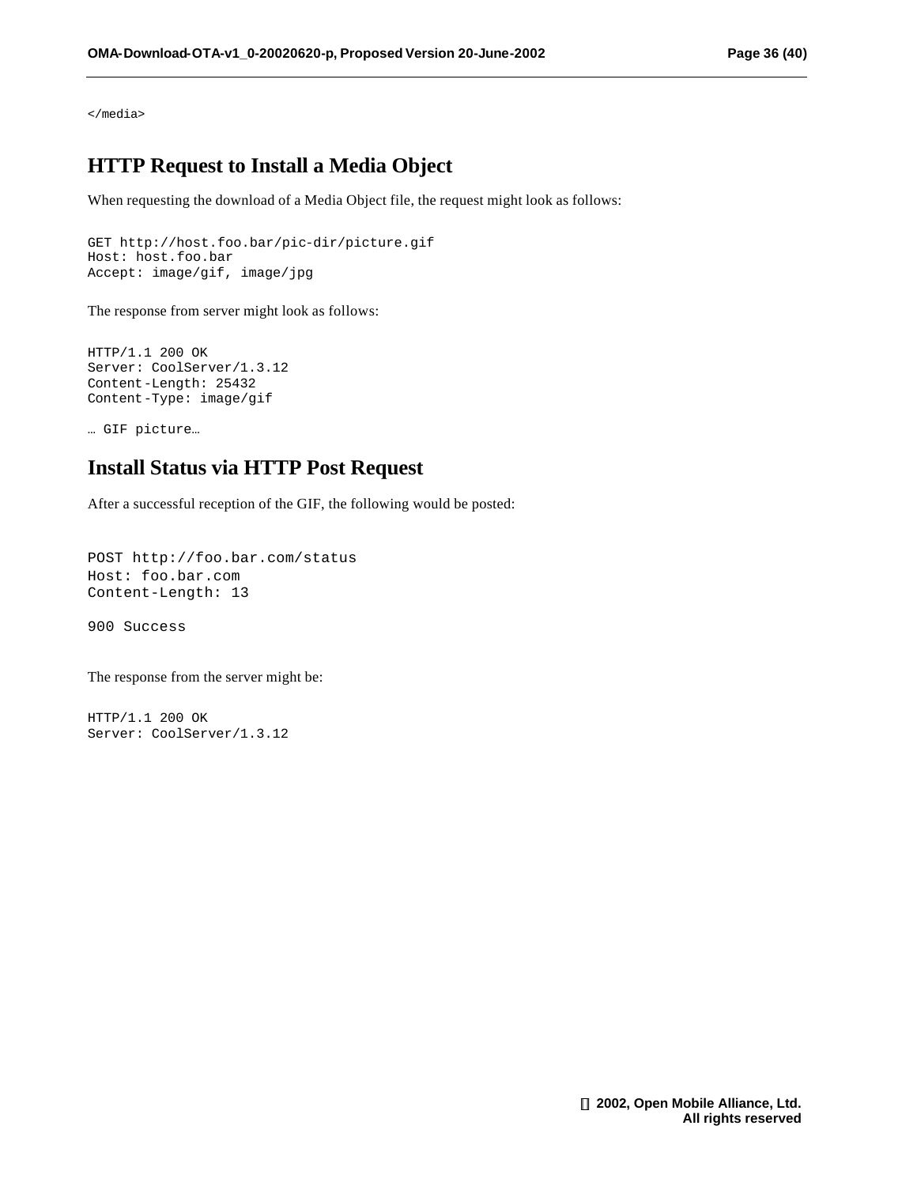```
</media>
```

## HTTP Request to Install a Media Object

When requesting the download of a Media Object file, the request might look as follows:

```
GET http://host.foo.bar/pic-dir/picture.gif
Host: host.foo.bar
Accept: image/gif, image/jpg
```

The response from server might look as follows:

```
HTTP/1.1 200 OK
Server: CoolServer/1.3.12
Content-Length: 25432
Content-Type: image/gif

… GIF picture…
```

## Install Status via HTTP Post Request

After a successful reception of the GIF, the following would be posted:

```
POST http://foo.bar.com/status
Host: foo.bar.com
Content-Length: 13

900 Success
```

The response from the server might be:

```
HTTP/1.1 200 OK
Server: CoolServer/1.3.12
```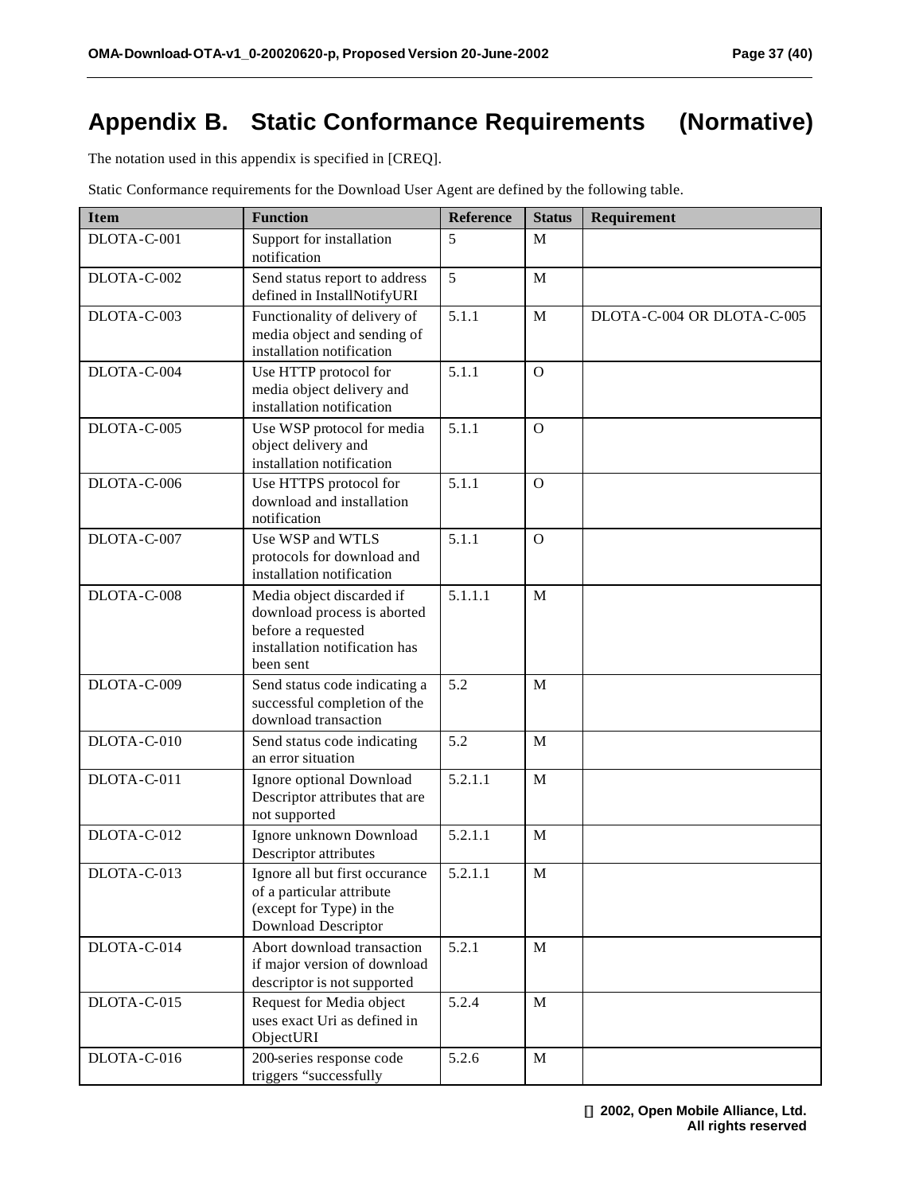# Appendix B. Static Conformance Requirements (Normative)

The notation used in this appendix is specified in [CREQ].

Static Conformance requirements for the Download User Agent are defined by the following table.

| Item | Function | Reference | Status | Requirement |
|---|---|---|---|---|
| DLOTA-C-001 | Support for installation notification | 5 | M | |
| DLOTA-C-002 | Send status report to address defined in InstallNotifyURI | 5 | M | |
| DLOTA-C-003 | Functionality of delivery of media object and sending of installation notification | 5.1.1 | M | DLOTA-C-004 OR DLOTA-C-005 |
| DLOTA-C-004 | Use HTTP protocol for media object delivery and installation notification | 5.1.1 | O | |
| DLOTA-C-005 | Use WSP protocol for media object delivery and installation notification | 5.1.1 | O | |
| DLOTA-C-006 | Use HTTPS protocol for download and installation notification | 5.1.1 | O | |
| DLOTA-C-007 | Use WSP and WTLS protocols for download and installation notification | 5.1.1 | O | |
| DLOTA-C-008 | Media object discarded if download process is aborted before a requested installation notification has been sent | 5.1.1.1 | M | |
| DLOTA-C-009 | Send status code indicating a successful completion of the download transaction | 5.2 | M | |
| DLOTA-C-010 | Send status code indicating an error situation | 5.2 | M | |
| DLOTA-C-011 | Ignore optional Download Descriptor attributes that are not supported | 5.2.1.1 | M | |
| DLOTA-C-012 | Ignore unknown Download Descriptor attributes | 5.2.1.1 | M | |
| DLOTA-C-013 | Ignore all but first occurance of a particular attribute (except for Type) in the Download Descriptor | 5.2.1.1 | M | |
| DLOTA-C-014 | Abort download transaction if major version of download descriptor is not supported | 5.2.1 | M | |
| DLOTA-C-015 | Request for Media object uses exact Uri as defined in ObjectURI | 5.2.4 | M | |
| DLOTA-C-016 | 200-series response code triggers "successfully | 5.2.6 | M | |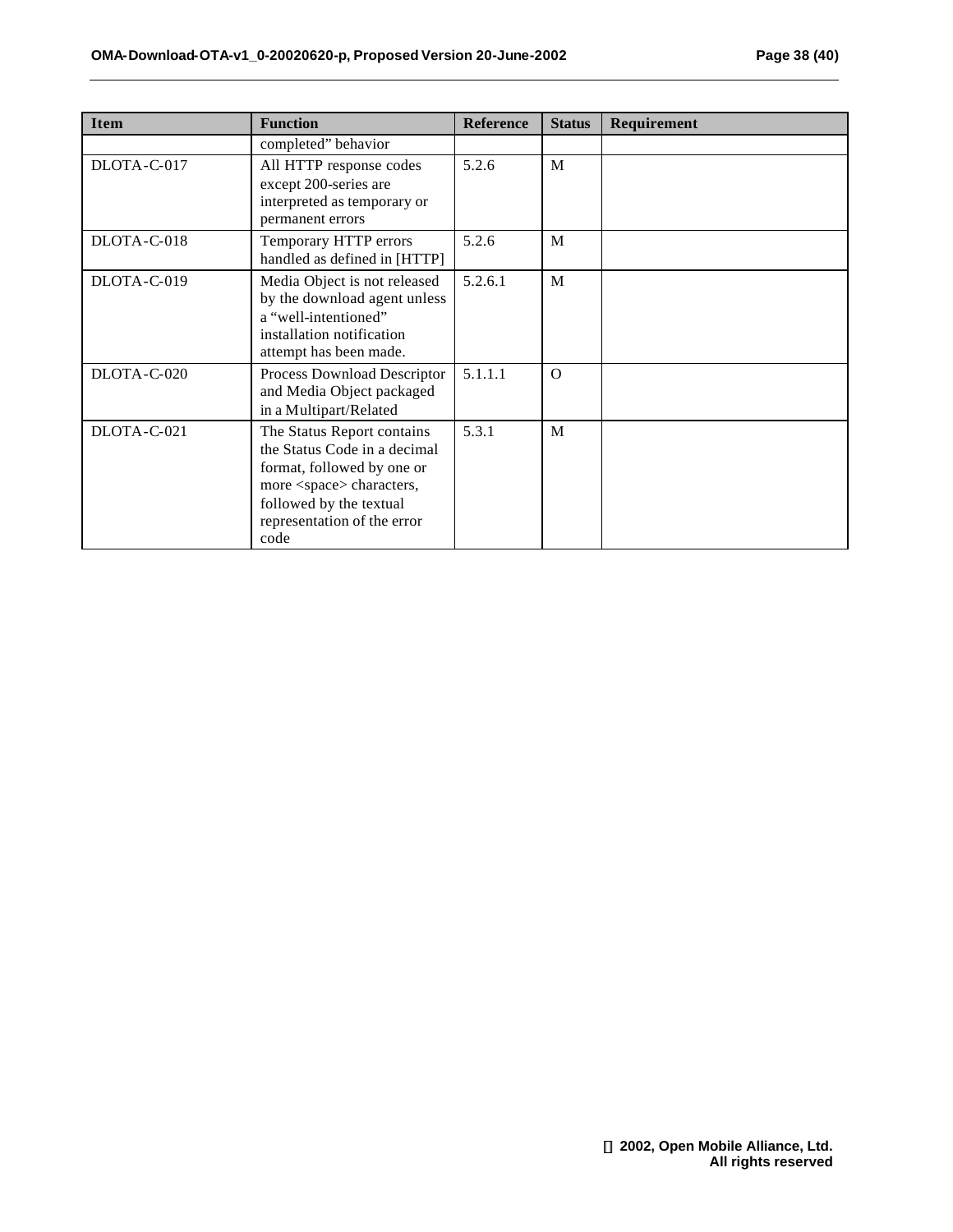| Item | Function | Reference | Status | Requirement |
|---|---|---|---|---|
| | completed" behavior | | | |
| DLOTA-C-017 | All HTTP response codes except 200-series are interpreted as temporary or permanent errors | 5.2.6 | M | |
| DLOTA-C-018 | Temporary HTTP errors handled as defined in [HTTP] | 5.2.6 | M | |
| DLOTA-C-019 | Media Object is not released by the download agent unless a "well-intentioned" installation notification attempt has been made. | 5.2.6.1 | M | |
| DLOTA-C-020 | Process Download Descriptor and Media Object packaged in a Multipart/Related | 5.1.1.1 | O | |
| DLOTA-C-021 | The Status Report contains the Status Code in a decimal format, followed by one or more <space> characters, followed by the textual representation of the error code | 5.3.1 | M | |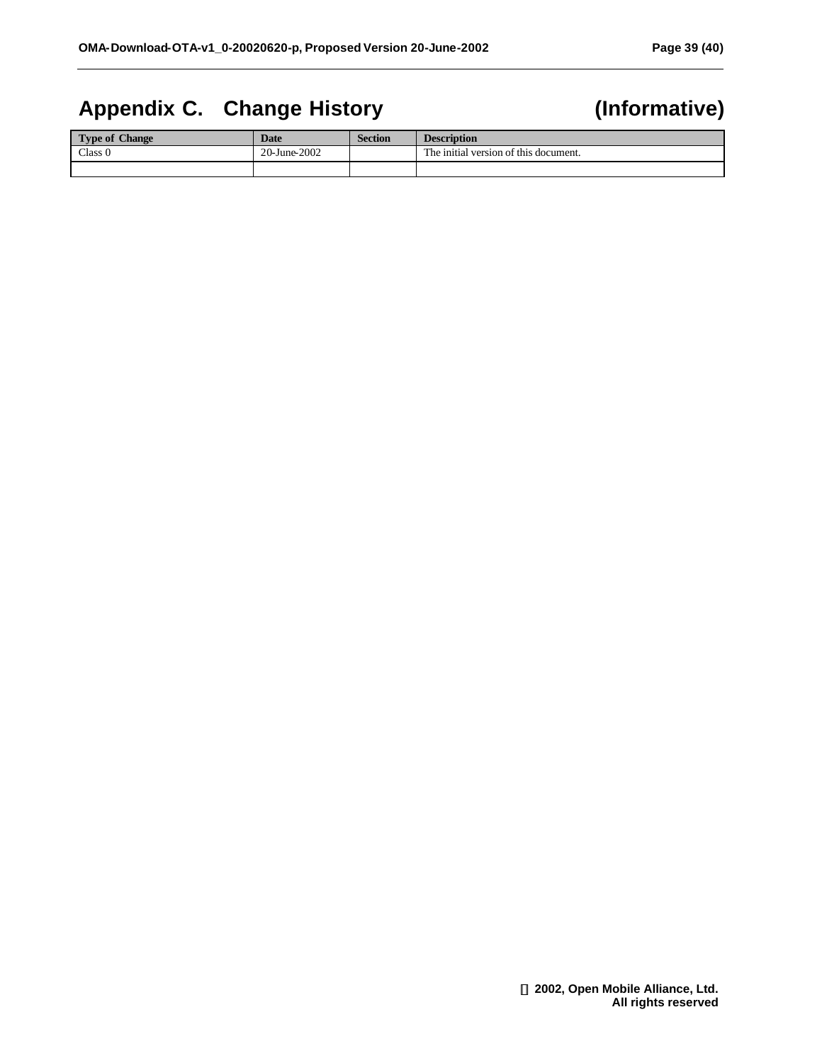# Appendix C. Change History (Informative)

| Type of Change | Date | Section | Description |
| --- | --- | --- | --- |
| Class 0 | 20-June-2002 | | The initial version of this document. |
| | | | |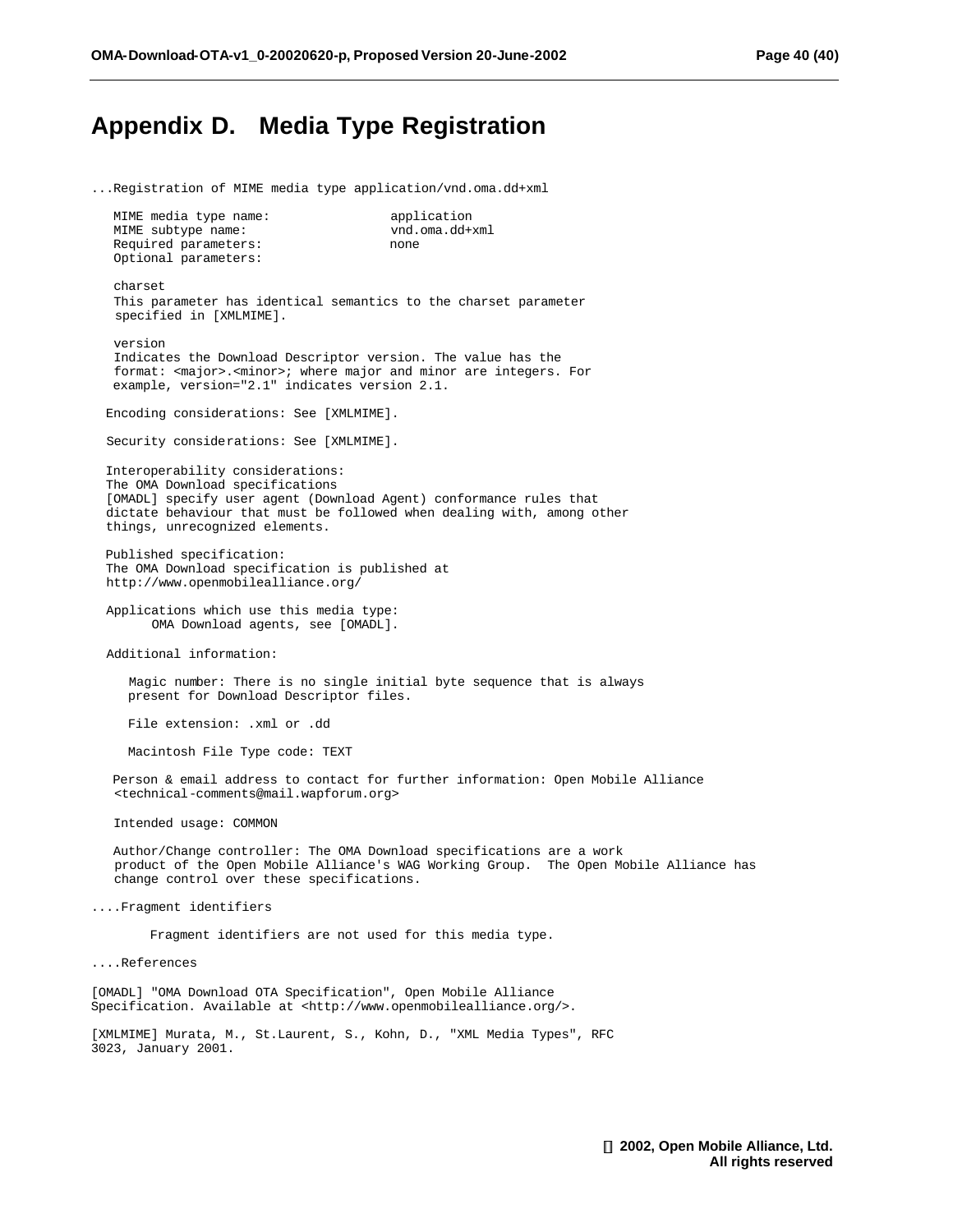# Appendix D. Media Type Registration

```
...Registration of MIME media type application/vnd.oma.dd+xml

   MIME media type name:               application
   MIME subtype name:                  vnd.oma.dd+xml
   Required parameters:                none
   Optional parameters:

   charset
   This parameter has identical semantics to the charset parameter
   specified in [XMLMIME].

   version
   Indicates the Download Descriptor version. The value has the
   format: <major>.<minor>; where major and minor are integers. For
   example, version="2.1" indicates version 2.1.

  Encoding considerations: See [XMLMIME].

  Security considerations: See [XMLMIME].

  Interoperability considerations:
  The OMA Download specifications
  [OMADL] specify user agent (Download Agent) conformance rules that
  dictate behaviour that must be followed when dealing with, among other
  things, unrecognized elements.

  Published specification:
  The OMA Download specification is published at
  http://www.openmobilealliance.org/

  Applications which use this media type:
        OMA Download agents, see [OMADL].

  Additional information:

     Magic number: There is no single initial byte sequence that is always
     present for Download Descriptor files.

     File extension: .xml or .dd

     Macintosh File Type code: TEXT

   Person & email address to contact for further information: Open Mobile Alliance
   <technical-comments@mail.wapforum.org>

   Intended usage: COMMON

   Author/Change controller: The OMA Download specifications are a work
   product of the Open Mobile Alliance's WAG Working Group.  The Open Mobile Alliance has
   change control over these specifications.

....Fragment identifiers

       Fragment identifiers are not used for this media type.

....References

[OMADL] "OMA Download OTA Specification", Open Mobile Alliance
Specification. Available at <http://www.openmobilealliance.org/>.

[XMLMIME] Murata, M., St.Laurent, S., Kohn, D., "XML Media Types", RFC
3023, January 2001.
```